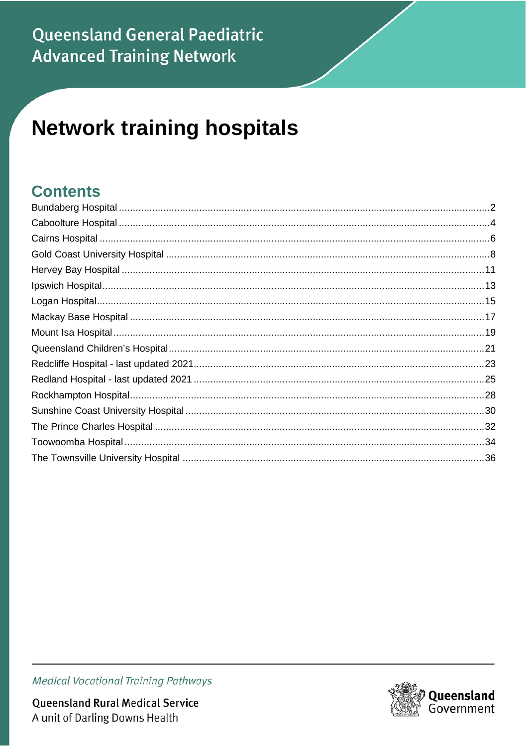Queensland General Paediatric Advanced Training Network

# Network training hospitals

## Contents

Bundaberg Hospital ........ 2
Caboolture Hospital ........ 4
Cairns Hospital ........ 6
Gold Coast University Hospital ........ 8
Hervey Bay Hospital ........ 11
Ipswich Hospital ........ 13
Logan Hospital ........ 15
Mackay Base Hospital ........ 17
Mount Isa Hospital ........ 19
Queensland Children's Hospital ........ 21
Redcliffe Hospital - last updated 2021 ........ 23
Redland Hospital - last updated 2021 ........ 25
Rockhampton Hospital ........ 28
Sunshine Coast University Hospital ........ 30
The Prince Charles Hospital ........ 32
Toowoomba Hospital ........ 34
The Townsville University Hospital ........ 36

*Medical Vocational Training Pathways*

Queensland Rural Medical Service
A unit of Darling Downs Health

Queensland Government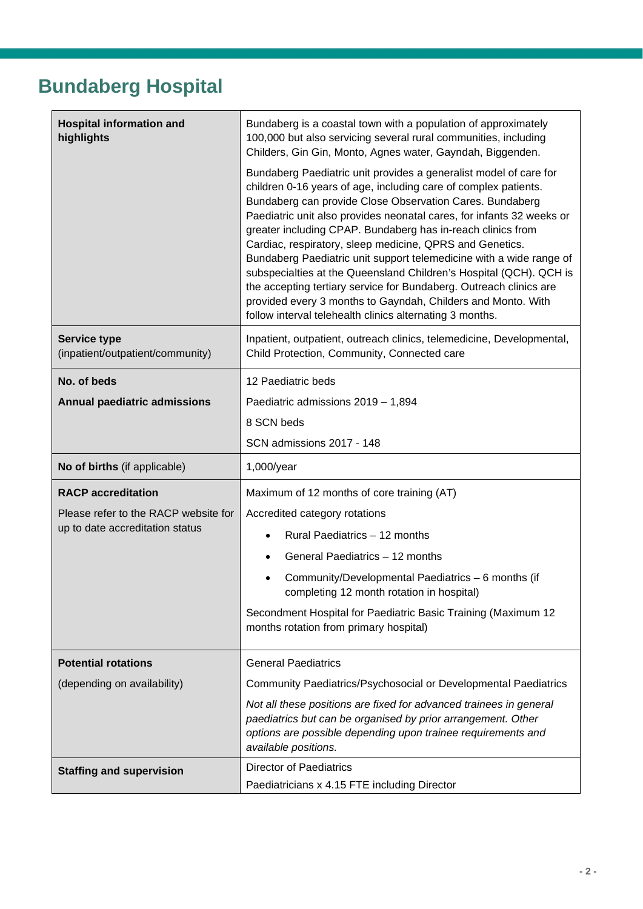## Bundaberg Hospital

| | |
|---|---|
| **Hospital information and highlights** | Bundaberg is a coastal town with a population of approximately 100,000 but also servicing several rural communities, including Childers, Gin Gin, Monto, Agnes water, Gayndah, Biggenden.<br><br>Bundaberg Paediatric unit provides a generalist model of care for children 0-16 years of age, including care of complex patients. Bundaberg can provide Close Observation Cares. Bundaberg Paediatric unit also provides neonatal cares, for infants 32 weeks or greater including CPAP. Bundaberg has in-reach clinics from Cardiac, respiratory, sleep medicine, QPRS and Genetics. Bundaberg Paediatric unit support telemedicine with a wide range of subspecialties at the Queensland Children's Hospital (QCH). QCH is the accepting tertiary service for Bundaberg. Outreach clinics are provided every 3 months to Gayndah, Childers and Monto. With follow interval telehealth clinics alternating 3 months. |
| **Service type** (inpatient/outpatient/community) | Inpatient, outpatient, outreach clinics, telemedicine, Developmental, Child Protection, Community, Connected care |
| **No. of beds**<br><br>**Annual paediatric admissions** | 12 Paediatric beds<br><br>Paediatric admissions 2019 – 1,894<br><br>8 SCN beds<br><br>SCN admissions 2017 - 148 |
| **No of births** (if applicable) | 1,000/year |
| **RACP accreditation**<br><br>Please refer to the RACP website for up to date accreditation status | Maximum of 12 months of core training (AT)<br><br>Accredited category rotations<br><ul><li>Rural Paediatrics – 12 months</li><li>General Paediatrics – 12 months</li><li>Community/Developmental Paediatrics – 6 months (if completing 12 month rotation in hospital)</li></ul>Secondment Hospital for Paediatric Basic Training (Maximum 12 months rotation from primary hospital) |
| **Potential rotations**<br><br>(depending on availability) | General Paediatrics<br><br>Community Paediatrics/Psychosocial or Developmental Paediatrics<br><br>*Not all these positions are fixed for advanced trainees in general paediatrics but can be organised by prior arrangement. Other options are possible depending upon trainee requirements and available positions.* |
| **Staffing and supervision** | Director of Paediatrics<br><br>Paediatricians x 4.15 FTE including Director |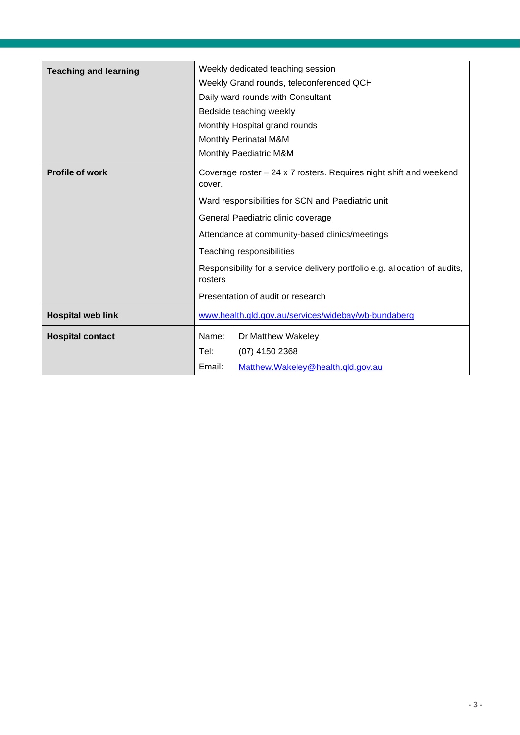| | |
|---|---|
| **Teaching and learning** | Weekly dedicated teaching session<br>Weekly Grand rounds, teleconferenced QCH<br>Daily ward rounds with Consultant<br>Bedside teaching weekly<br>Monthly Hospital grand rounds<br>Monthly Perinatal M&M<br>Monthly Paediatric M&M |
| **Profile of work** | Coverage roster – 24 x 7 rosters. Requires night shift and weekend cover.<br>Ward responsibilities for SCN and Paediatric unit<br>General Paediatric clinic coverage<br>Attendance at community-based clinics/meetings<br>Teaching responsibilities<br>Responsibility for a service delivery portfolio e.g. allocation of audits, rosters<br>Presentation of audit or research |
| **Hospital web link** | www.health.qld.gov.au/services/widebay/wb-bundaberg |
| **Hospital contact** | Name: Dr Matthew Wakeley<br>Tel: (07) 4150 2368<br>Email: Matthew.Wakeley@health.qld.gov.au |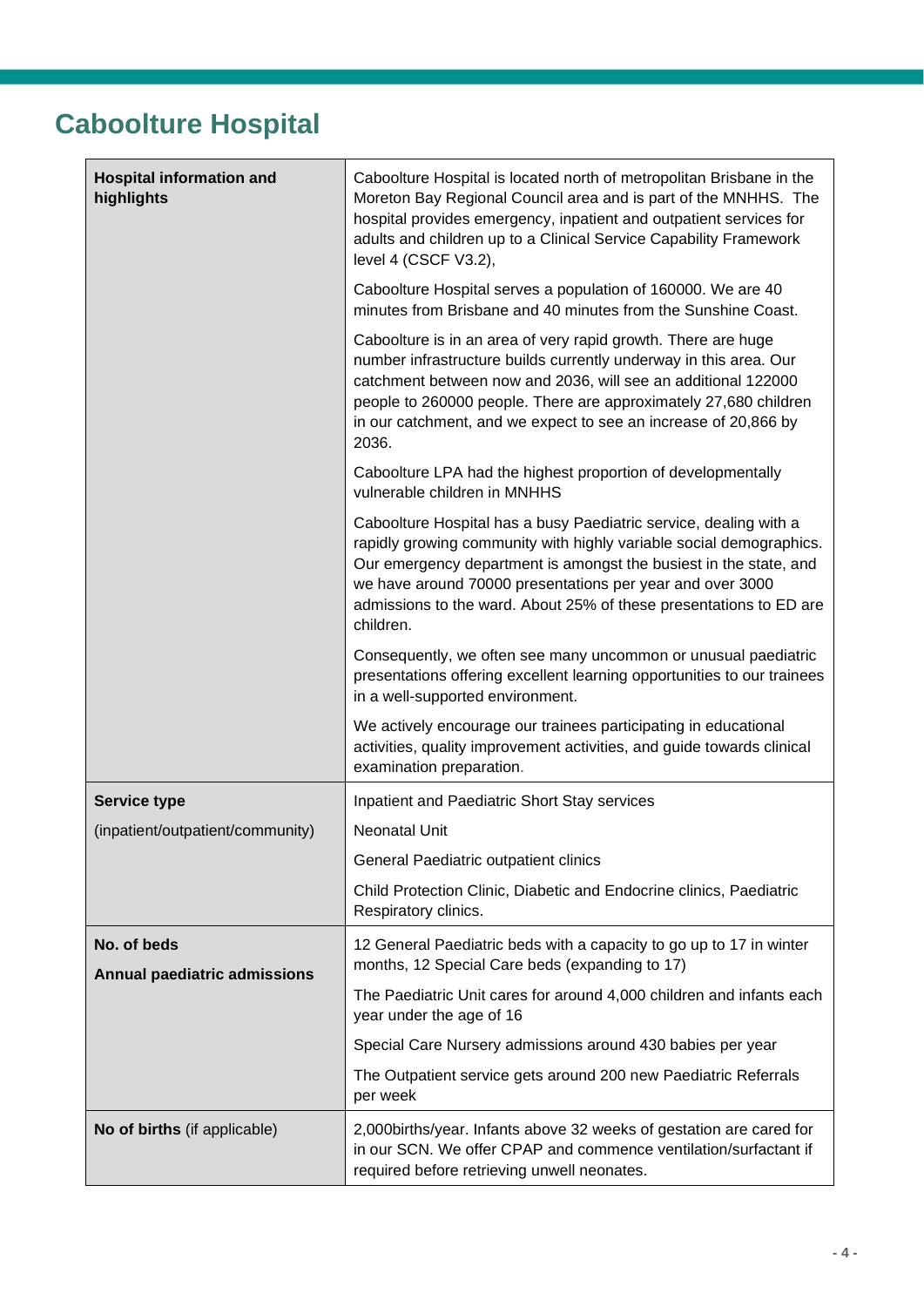# Caboolture Hospital

| | |
|---|---|
| **Hospital information and highlights** | Caboolture Hospital is located north of metropolitan Brisbane in the Moreton Bay Regional Council area and is part of the MNHHS. The hospital provides emergency, inpatient and outpatient services for adults and children up to a Clinical Service Capability Framework level 4 (CSCF V3.2),<br><br>Caboolture Hospital serves a population of 160000. We are 40 minutes from Brisbane and 40 minutes from the Sunshine Coast.<br><br>Caboolture is in an area of very rapid growth. There are huge number infrastructure builds currently underway in this area. Our catchment between now and 2036, will see an additional 122000 people to 260000 people. There are approximately 27,680 children in our catchment, and we expect to see an increase of 20,866 by 2036.<br><br>Caboolture LPA had the highest proportion of developmentally vulnerable children in MNHHS<br><br>Caboolture Hospital has a busy Paediatric service, dealing with a rapidly growing community with highly variable social demographics. Our emergency department is amongst the busiest in the state, and we have around 70000 presentations per year and over 3000 admissions to the ward. About 25% of these presentations to ED are children.<br><br>Consequently, we often see many uncommon or unusual paediatric presentations offering excellent learning opportunities to our trainees in a well-supported environment.<br><br>We actively encourage our trainees participating in educational activities, quality improvement activities, and guide towards clinical examination preparation. |
| **Service type**<br><br>(inpatient/outpatient/community) | Inpatient and Paediatric Short Stay services<br><br>Neonatal Unit<br><br>General Paediatric outpatient clinics<br><br>Child Protection Clinic, Diabetic and Endocrine clinics, Paediatric Respiratory clinics. |
| **No. of beds**<br><br>**Annual paediatric admissions** | 12 General Paediatric beds with a capacity to go up to 17 in winter months, 12 Special Care beds (expanding to 17)<br><br>The Paediatric Unit cares for around 4,000 children and infants each year under the age of 16<br><br>Special Care Nursery admissions around 430 babies per year<br><br>The Outpatient service gets around 200 new Paediatric Referrals per week |
| **No of births** (if applicable) | 2,000births/year. Infants above 32 weeks of gestation are cared for in our SCN. We offer CPAP and commence ventilation/surfactant if required before retrieving unwell neonates. |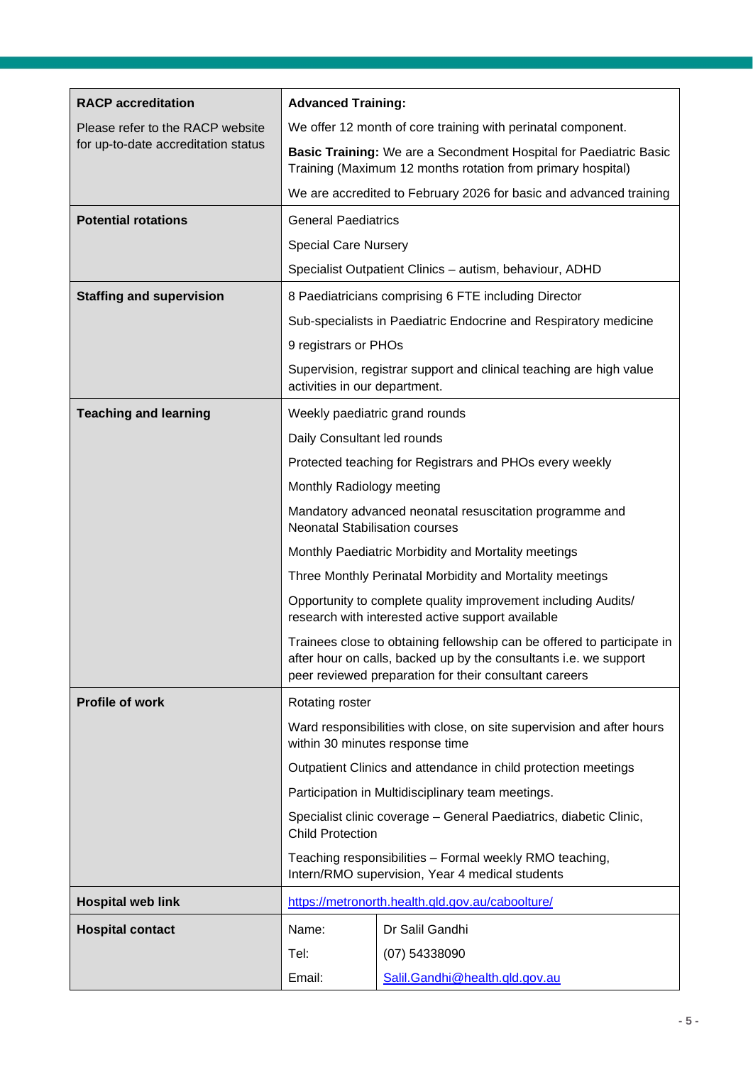| | |
|---|---|
| **RACP accreditation**<br>Please refer to the RACP website for up-to-date accreditation status | **Advanced Training:**<br>We offer 12 month of core training with perinatal component.<br>**Basic Training:** We are a Secondment Hospital for Paediatric Basic Training (Maximum 12 months rotation from primary hospital)<br>We are accredited to February 2026 for basic and advanced training |
| **Potential rotations** | General Paediatrics<br>Special Care Nursery<br>Specialist Outpatient Clinics – autism, behaviour, ADHD |
| **Staffing and supervision** | 8 Paediatricians comprising 6 FTE including Director<br>Sub-specialists in Paediatric Endocrine and Respiratory medicine<br>9 registrars or PHOs<br>Supervision, registrar support and clinical teaching are high value activities in our department. |
| **Teaching and learning** | Weekly paediatric grand rounds<br>Daily Consultant led rounds<br>Protected teaching for Registrars and PHOs every weekly<br>Monthly Radiology meeting<br>Mandatory advanced neonatal resuscitation programme and Neonatal Stabilisation courses<br>Monthly Paediatric Morbidity and Mortality meetings<br>Three Monthly Perinatal Morbidity and Mortality meetings<br>Opportunity to complete quality improvement including Audits/ research with interested active support available<br>Trainees close to obtaining fellowship can be offered to participate in after hour on calls, backed up by the consultants i.e. we support peer reviewed preparation for their consultant careers |
| **Profile of work** | Rotating roster<br>Ward responsibilities with close, on site supervision and after hours within 30 minutes response time<br>Outpatient Clinics and attendance in child protection meetings<br>Participation in Multidisciplinary team meetings.<br>Specialist clinic coverage – General Paediatrics, diabetic Clinic, Child Protection<br>Teaching responsibilities – Formal weekly RMO teaching, Intern/RMO supervision, Year 4 medical students |
| **Hospital web link** | https://metronorth.health.qld.gov.au/caboolture/ |
| **Hospital contact** | Name: Dr Salil Gandhi<br>Tel: (07) 54338090<br>Email: Salil.Gandhi@health.qld.gov.au |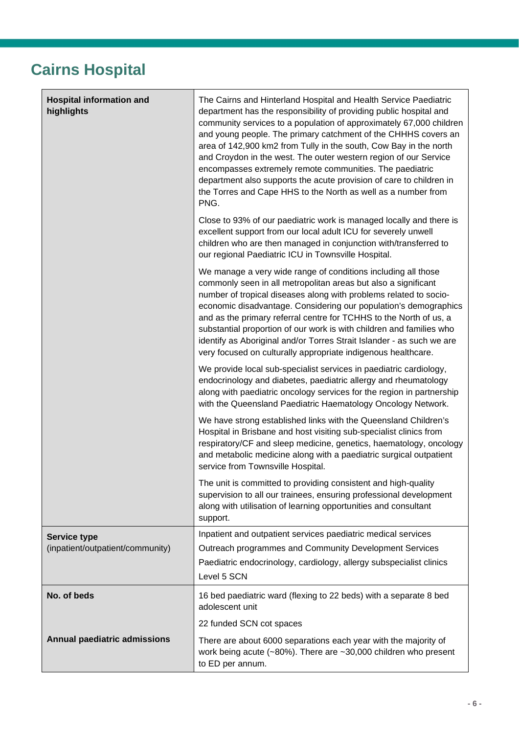# Cairns Hospital

| | |
|---|---|
| **Hospital information and highlights** | The Cairns and Hinterland Hospital and Health Service Paediatric department has the responsibility of providing public hospital and community services to a population of approximately 67,000 children and young people. The primary catchment of the CHHHS covers an area of 142,900 km2 from Tully in the south, Cow Bay in the north and Croydon in the west. The outer western region of our Service encompasses extremely remote communities. The paediatric department also supports the acute provision of care to children in the Torres and Cape HHS to the North as well as a number from PNG.<br><br>Close to 93% of our paediatric work is managed locally and there is excellent support from our local adult ICU for severely unwell children who are then managed in conjunction with/transferred to our regional Paediatric ICU in Townsville Hospital.<br><br>We manage a very wide range of conditions including all those commonly seen in all metropolitan areas but also a significant number of tropical diseases along with problems related to socio-economic disadvantage. Considering our population's demographics and as the primary referral centre for TCHHS to the North of us, a substantial proportion of our work is with children and families who identify as Aboriginal and/or Torres Strait Islander - as such we are very focused on culturally appropriate indigenous healthcare.<br><br>We provide local sub-specialist services in paediatric cardiology, endocrinology and diabetes, paediatric allergy and rheumatology along with paediatric oncology services for the region in partnership with the Queensland Paediatric Haematology Oncology Network.<br><br>We have strong established links with the Queensland Children's Hospital in Brisbane and host visiting sub-specialist clinics from respiratory/CF and sleep medicine, genetics, haematology, oncology and metabolic medicine along with a paediatric surgical outpatient service from Townsville Hospital.<br><br>The unit is committed to providing consistent and high-quality supervision to all our trainees, ensuring professional development along with utilisation of learning opportunities and consultant support. |
| **Service type** (inpatient/outpatient/community) | Inpatient and outpatient services paediatric medical services<br>Outreach programmes and Community Development Services<br>Paediatric endocrinology, cardiology, allergy subspecialist clinics<br>Level 5 SCN |
| **No. of beds** | 16 bed paediatric ward (flexing to 22 beds) with a separate 8 bed adolescent unit<br><br>22 funded SCN cot spaces |
| **Annual paediatric admissions** | There are about 6000 separations each year with the majority of work being acute (~80%). There are ~30,000 children who present to ED per annum. |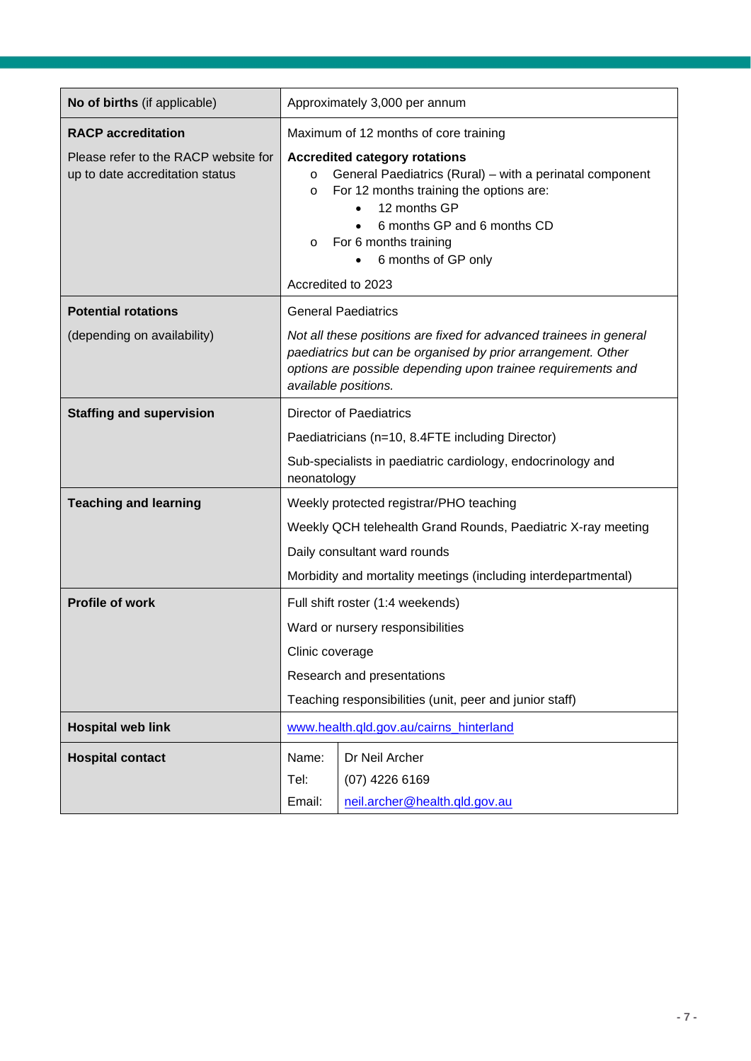| | |
|---|---|
| **No of births** (if applicable) | Approximately 3,000 per annum |
| **RACP accreditation**<br><br>Please refer to the RACP website for up to date accreditation status | Maximum of 12 months of core training<br><br>**Accredited category rotations**<br>o General Paediatrics (Rural) – with a perinatal component<br>o For 12 months training the options are:<br>• 12 months GP<br>• 6 months GP and 6 months CD<br>o For 6 months training<br>• 6 months of GP only<br><br>Accredited to 2023 |
| **Potential rotations**<br><br>(depending on availability) | General Paediatrics<br><br>*Not all these positions are fixed for advanced trainees in general paediatrics but can be organised by prior arrangement. Other options are possible depending upon trainee requirements and available positions.* |
| **Staffing and supervision** | Director of Paediatrics<br><br>Paediatricians (n=10, 8.4FTE including Director)<br><br>Sub-specialists in paediatric cardiology, endocrinology and neonatology |
| **Teaching and learning** | Weekly protected registrar/PHO teaching<br><br>Weekly QCH telehealth Grand Rounds, Paediatric X-ray meeting<br><br>Daily consultant ward rounds<br><br>Morbidity and mortality meetings (including interdepartmental) |
| **Profile of work** | Full shift roster (1:4 weekends)<br><br>Ward or nursery responsibilities<br><br>Clinic coverage<br><br>Research and presentations<br><br>Teaching responsibilities (unit, peer and junior staff) |
| **Hospital web link** | www.health.qld.gov.au/cairns_hinterland |
| **Hospital contact** | Name: Dr Neil Archer<br>Tel: (07) 4226 6169<br>Email: neil.archer@health.qld.gov.au |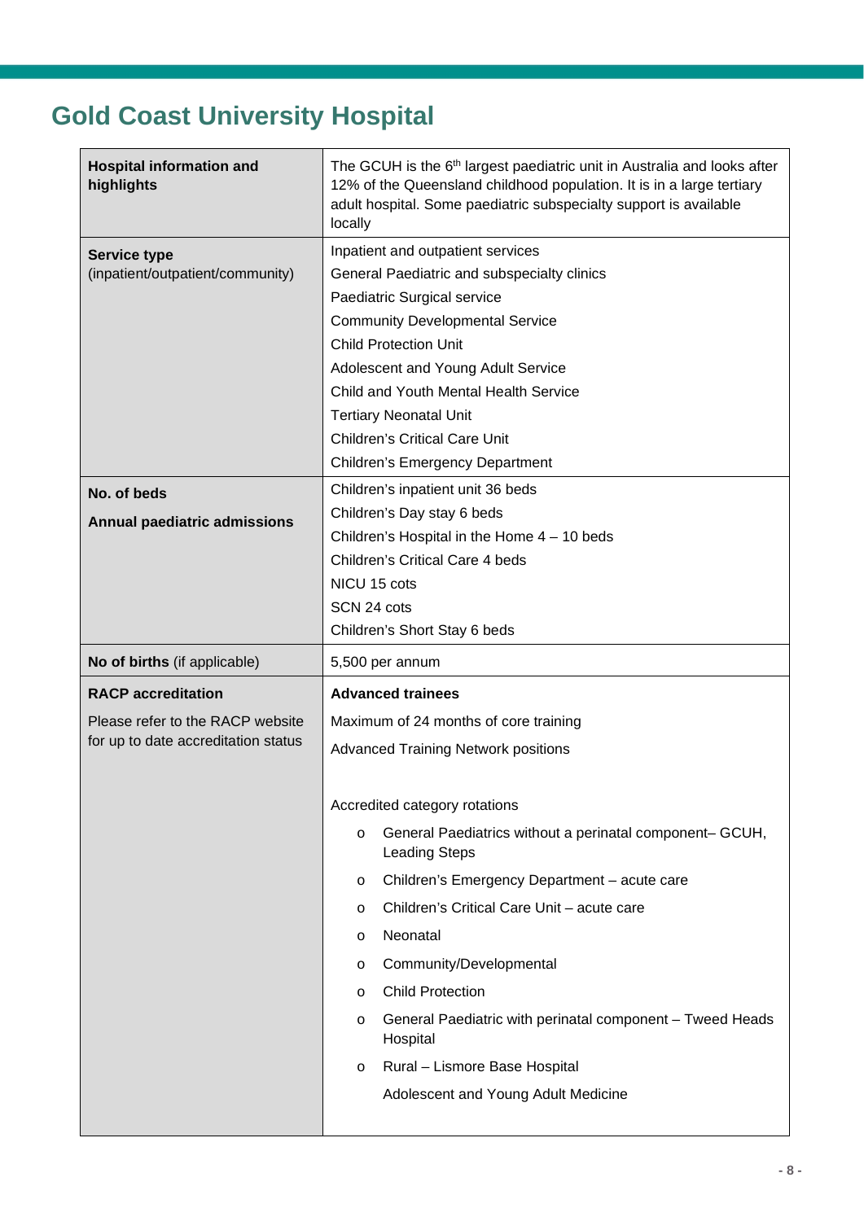# Gold Coast University Hospital

| | |
|---|---|
| **Hospital information and highlights** | The GCUH is the 6th largest paediatric unit in Australia and looks after 12% of the Queensland childhood population. It is in a large tertiary adult hospital. Some paediatric subspecialty support is available locally |
| **Service type** (inpatient/outpatient/community) | Inpatient and outpatient services<br>General Paediatric and subspecialty clinics<br>Paediatric Surgical service<br>Community Developmental Service<br>Child Protection Unit<br>Adolescent and Young Adult Service<br>Child and Youth Mental Health Service<br>Tertiary Neonatal Unit<br>Children's Critical Care Unit<br>Children's Emergency Department |
| **No. of beds**<br>**Annual paediatric admissions** | Children's inpatient unit 36 beds<br>Children's Day stay 6 beds<br>Children's Hospital in the Home 4 – 10 beds<br>Children's Critical Care 4 beds<br>NICU 15 cots<br>SCN 24 cots<br>Children's Short Stay 6 beds |
| **No of births** (if applicable) | 5,500 per annum |
| **RACP accreditation**<br>Please refer to the RACP website for up to date accreditation status | **Advanced trainees**<br>Maximum of 24 months of core training<br>Advanced Training Network positions<br><br>Accredited category rotations<br>o General Paediatrics without a perinatal component– GCUH, Leading Steps<br>o Children's Emergency Department – acute care<br>o Children's Critical Care Unit – acute care<br>o Neonatal<br>o Community/Developmental<br>o Child Protection<br>o General Paediatric with perinatal component – Tweed Heads Hospital<br>o Rural – Lismore Base Hospital<br>Adolescent and Young Adult Medicine |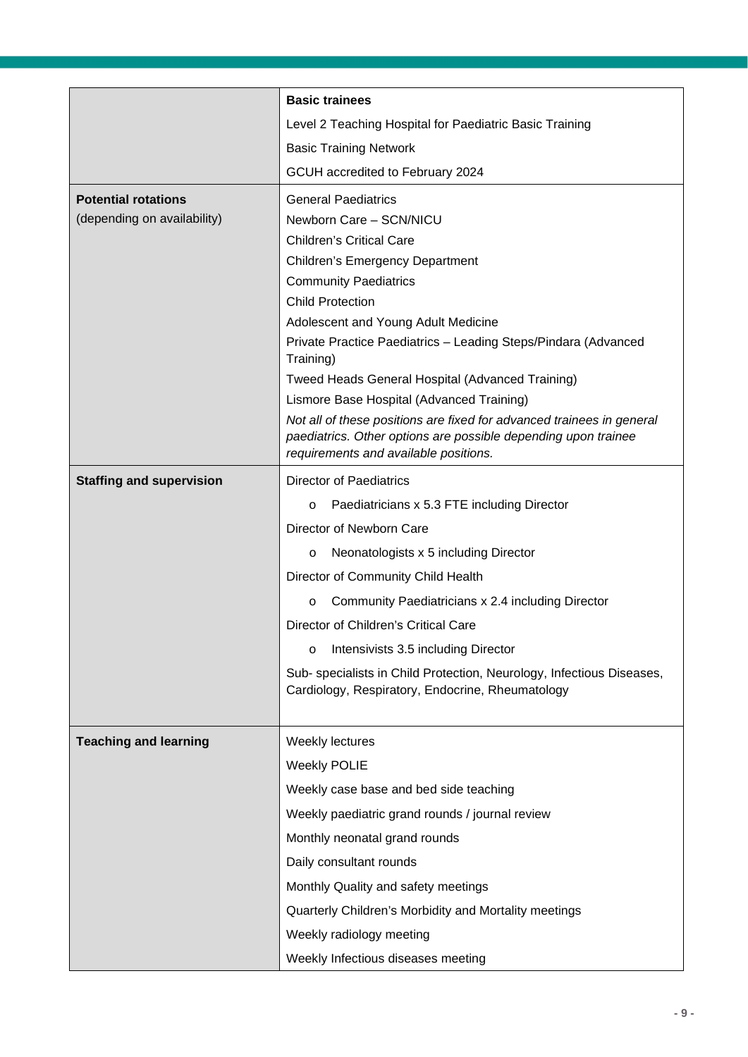| | |
|---|---|
| | **Basic trainees**<br>Level 2 Teaching Hospital for Paediatric Basic Training<br>Basic Training Network<br>GCUH accredited to February 2024 |
| **Potential rotations**<br>(depending on availability) | General Paediatrics<br>Newborn Care – SCN/NICU<br>Children's Critical Care<br>Children's Emergency Department<br>Community Paediatrics<br>Child Protection<br>Adolescent and Young Adult Medicine<br>Private Practice Paediatrics – Leading Steps/Pindara (Advanced Training)<br>Tweed Heads General Hospital (Advanced Training)<br>Lismore Base Hospital (Advanced Training)<br>*Not all of these positions are fixed for advanced trainees in general paediatrics. Other options are possible depending upon trainee requirements and available positions.* |
| **Staffing and supervision** | Director of Paediatrics<br>o Paediatricians x 5.3 FTE including Director<br>Director of Newborn Care<br>o Neonatologists x 5 including Director<br>Director of Community Child Health<br>o Community Paediatricians x 2.4 including Director<br>Director of Children's Critical Care<br>o Intensivists 3.5 including Director<br>Sub- specialists in Child Protection, Neurology, Infectious Diseases, Cardiology, Respiratory, Endocrine, Rheumatology |
| **Teaching and learning** | Weekly lectures<br>Weekly POLIE<br>Weekly case base and bed side teaching<br>Weekly paediatric grand rounds / journal review<br>Monthly neonatal grand rounds<br>Daily consultant rounds<br>Monthly Quality and safety meetings<br>Quarterly Children's Morbidity and Mortality meetings<br>Weekly radiology meeting<br>Weekly Infectious diseases meeting |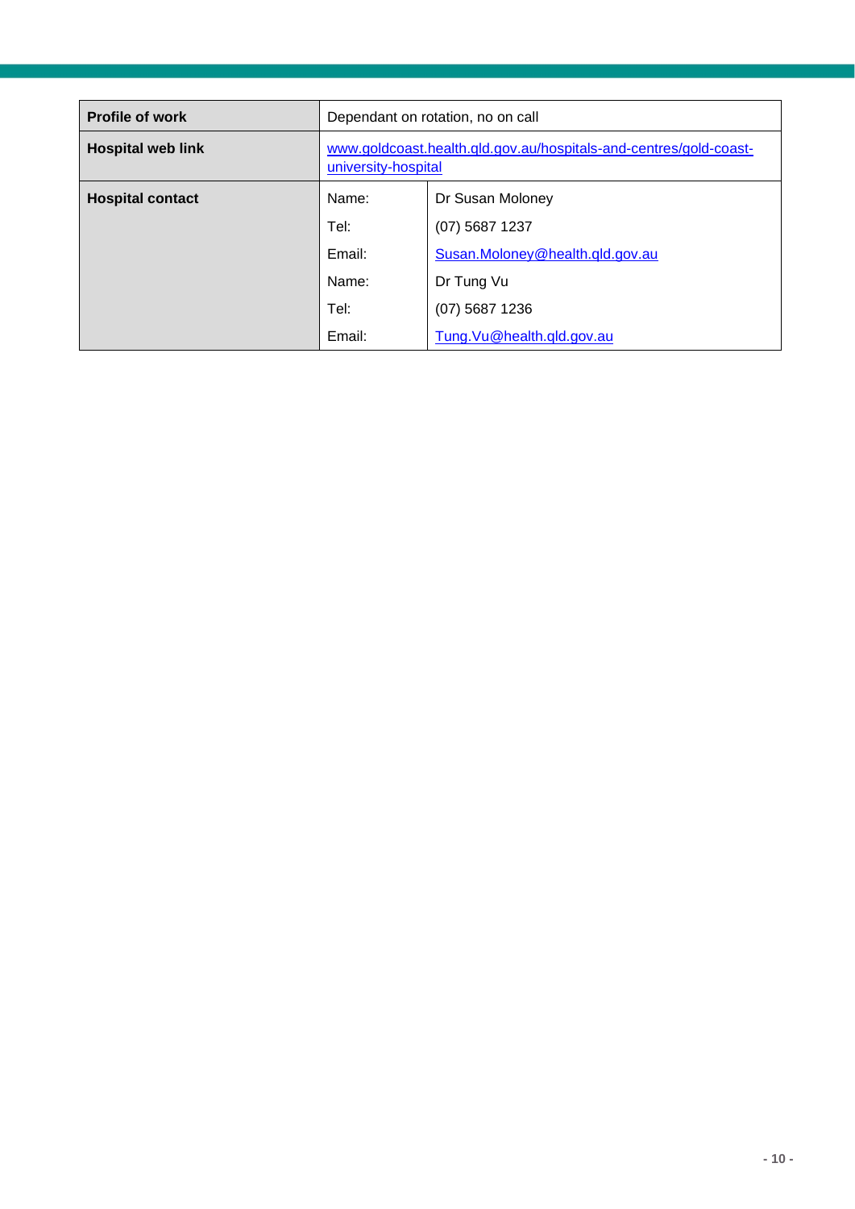| Profile of work | Dependant on rotation, no on call | |
|---|---|---|
| Hospital web link | www.goldcoast.health.qld.gov.au/hospitals-and-centres/gold-coast-university-hospital | |
| Hospital contact | Name: | Dr Susan Moloney |
| | Tel: | (07) 5687 1237 |
| | Email: | Susan.Moloney@health.qld.gov.au |
| | Name: | Dr Tung Vu |
| | Tel: | (07) 5687 1236 |
| | Email: | Tung.Vu@health.qld.gov.au |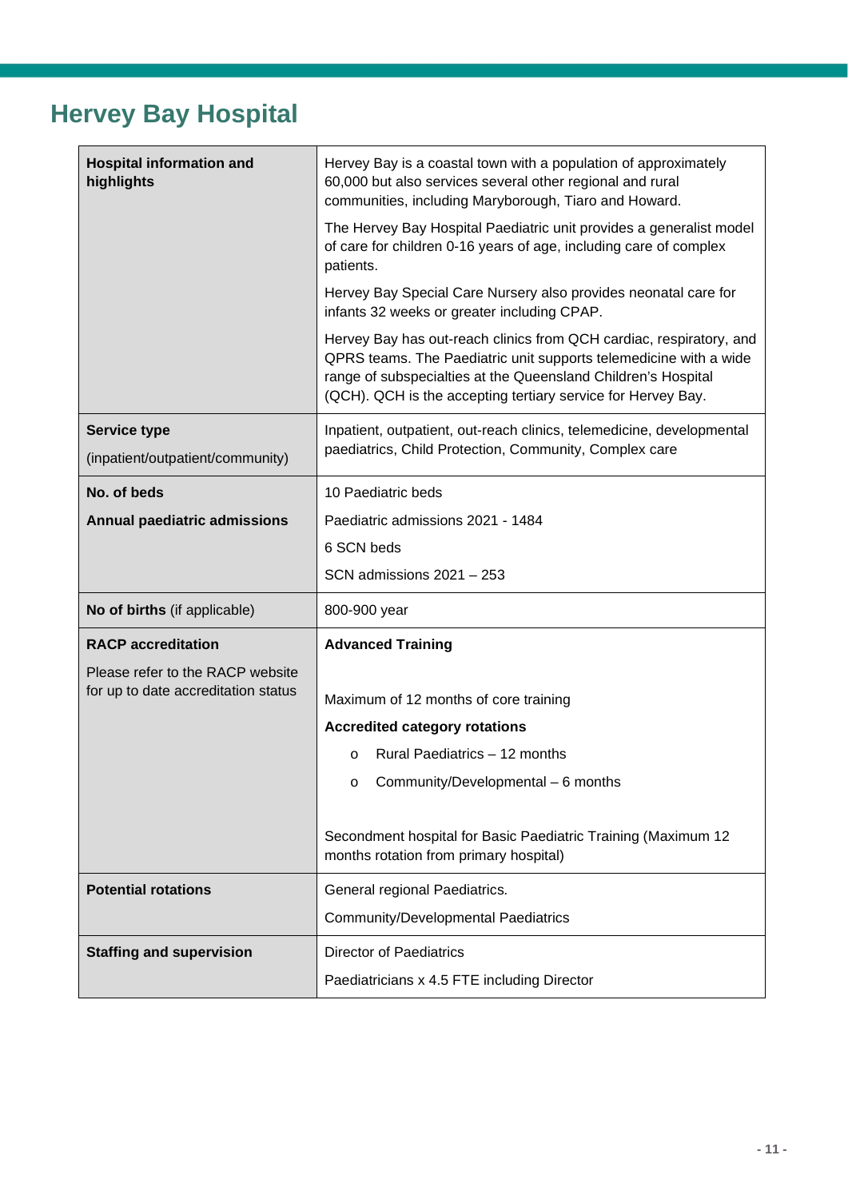# Hervey Bay Hospital

| | |
|---|---|
| **Hospital information and highlights** | Hervey Bay is a coastal town with a population of approximately 60,000 but also services several other regional and rural communities, including Maryborough, Tiaro and Howard.<br><br>The Hervey Bay Hospital Paediatric unit provides a generalist model of care for children 0-16 years of age, including care of complex patients.<br><br>Hervey Bay Special Care Nursery also provides neonatal care for infants 32 weeks or greater including CPAP.<br><br>Hervey Bay has out-reach clinics from QCH cardiac, respiratory, and QPRS teams. The Paediatric unit supports telemedicine with a wide range of subspecialties at the Queensland Children's Hospital (QCH). QCH is the accepting tertiary service for Hervey Bay. |
| **Service type**<br><br>(inpatient/outpatient/community) | Inpatient, outpatient, out-reach clinics, telemedicine, developmental paediatrics, Child Protection, Community, Complex care |
| **No. of beds**<br><br>**Annual paediatric admissions** | 10 Paediatric beds<br><br>Paediatric admissions 2021 - 1484<br><br>6 SCN beds<br><br>SCN admissions 2021 – 253 |
| **No of births** (if applicable) | 800-900 year |
| **RACP accreditation**<br><br>Please refer to the RACP website for up to date accreditation status | **Advanced Training**<br><br>Maximum of 12 months of core training<br><br>**Accredited category rotations**<br><br>- Rural Paediatrics – 12 months<br>- Community/Developmental – 6 months<br><br>Secondment hospital for Basic Paediatric Training (Maximum 12 months rotation from primary hospital) |
| **Potential rotations** | General regional Paediatrics.<br><br>Community/Developmental Paediatrics |
| **Staffing and supervision** | Director of Paediatrics<br><br>Paediatricians x 4.5 FTE including Director |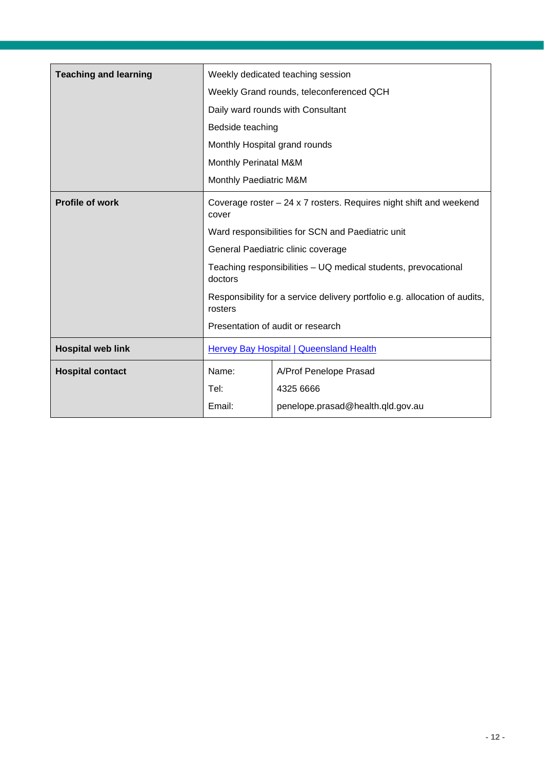| | | |
|---|---|---|
| **Teaching and learning** | Weekly dedicated teaching session<br>Weekly Grand rounds, teleconferenced QCH<br>Daily ward rounds with Consultant<br>Bedside teaching<br>Monthly Hospital grand rounds<br>Monthly Perinatal M&M<br>Monthly Paediatric M&M | |
| **Profile of work** | Coverage roster – 24 x 7 rosters. Requires night shift and weekend cover<br>Ward responsibilities for SCN and Paediatric unit<br>General Paediatric clinic coverage<br>Teaching responsibilities – UQ medical students, prevocational doctors<br>Responsibility for a service delivery portfolio e.g. allocation of audits, rosters<br>Presentation of audit or research | |
| **Hospital web link** | [Hervey Bay Hospital \| Queensland Health]() | |
| **Hospital contact** | Name: | A/Prof Penelope Prasad |
| | Tel: | 4325 6666 |
| | Email: | penelope.prasad@health.qld.gov.au |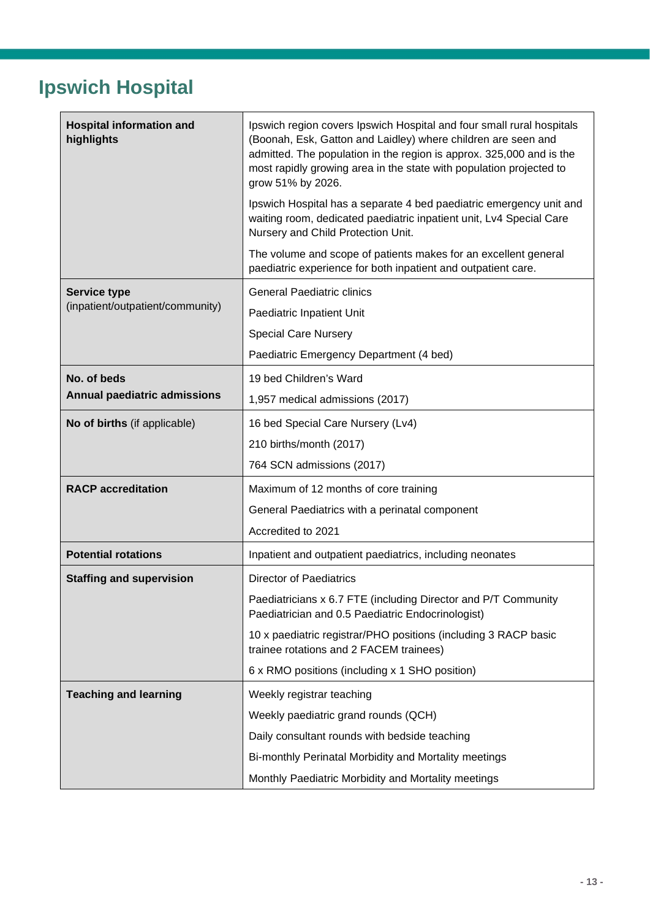# Ipswich Hospital

| | |
|---|---|
| **Hospital information and highlights** | Ipswich region covers Ipswich Hospital and four small rural hospitals (Boonah, Esk, Gatton and Laidley) where children are seen and admitted. The population in the region is approx. 325,000 and is the most rapidly growing area in the state with population projected to grow 51% by 2026.<br><br>Ipswich Hospital has a separate 4 bed paediatric emergency unit and waiting room, dedicated paediatric inpatient unit, Lv4 Special Care Nursery and Child Protection Unit.<br><br>The volume and scope of patients makes for an excellent general paediatric experience for both inpatient and outpatient care. |
| **Service type** (inpatient/outpatient/community) | General Paediatric clinics<br><br>Paediatric Inpatient Unit<br><br>Special Care Nursery<br><br>Paediatric Emergency Department (4 bed) |
| **No. of beds**<br><br>**Annual paediatric admissions** | 19 bed Children's Ward<br><br>1,957 medical admissions (2017) |
| **No of births** (if applicable) | 16 bed Special Care Nursery (Lv4)<br><br>210 births/month (2017)<br><br>764 SCN admissions (2017) |
| **RACP accreditation** | Maximum of 12 months of core training<br><br>General Paediatrics with a perinatal component<br><br>Accredited to 2021 |
| **Potential rotations** | Inpatient and outpatient paediatrics, including neonates |
| **Staffing and supervision** | Director of Paediatrics<br><br>Paediatricians x 6.7 FTE (including Director and P/T Community Paediatrician and 0.5 Paediatric Endocrinologist)<br><br>10 x paediatric registrar/PHO positions (including 3 RACP basic trainee rotations and 2 FACEM trainees)<br><br>6 x RMO positions (including x 1 SHO position) |
| **Teaching and learning** | Weekly registrar teaching<br><br>Weekly paediatric grand rounds (QCH)<br><br>Daily consultant rounds with bedside teaching<br><br>Bi-monthly Perinatal Morbidity and Mortality meetings<br><br>Monthly Paediatric Morbidity and Mortality meetings |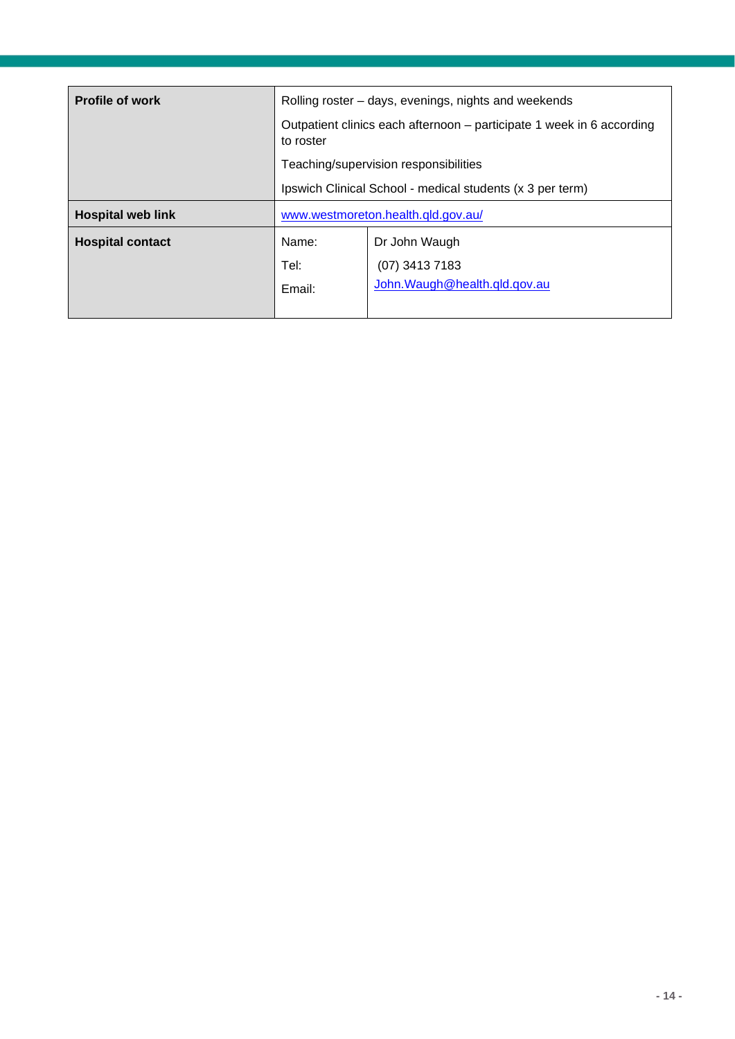| | | |
|---|---|---|
| **Profile of work** | Rolling roster – days, evenings, nights and weekends<br>Outpatient clinics each afternoon – participate 1 week in 6 according to roster<br>Teaching/supervision responsibilities<br>Ipswich Clinical School - medical students (x 3 per term) | |
| **Hospital web link** | www.westmoreton.health.qld.gov.au/ | |
| **Hospital contact** | Name:<br>Tel:<br>Email: | Dr John Waugh<br>(07) 3413 7183<br>John.Waugh@health.qld.gov.au |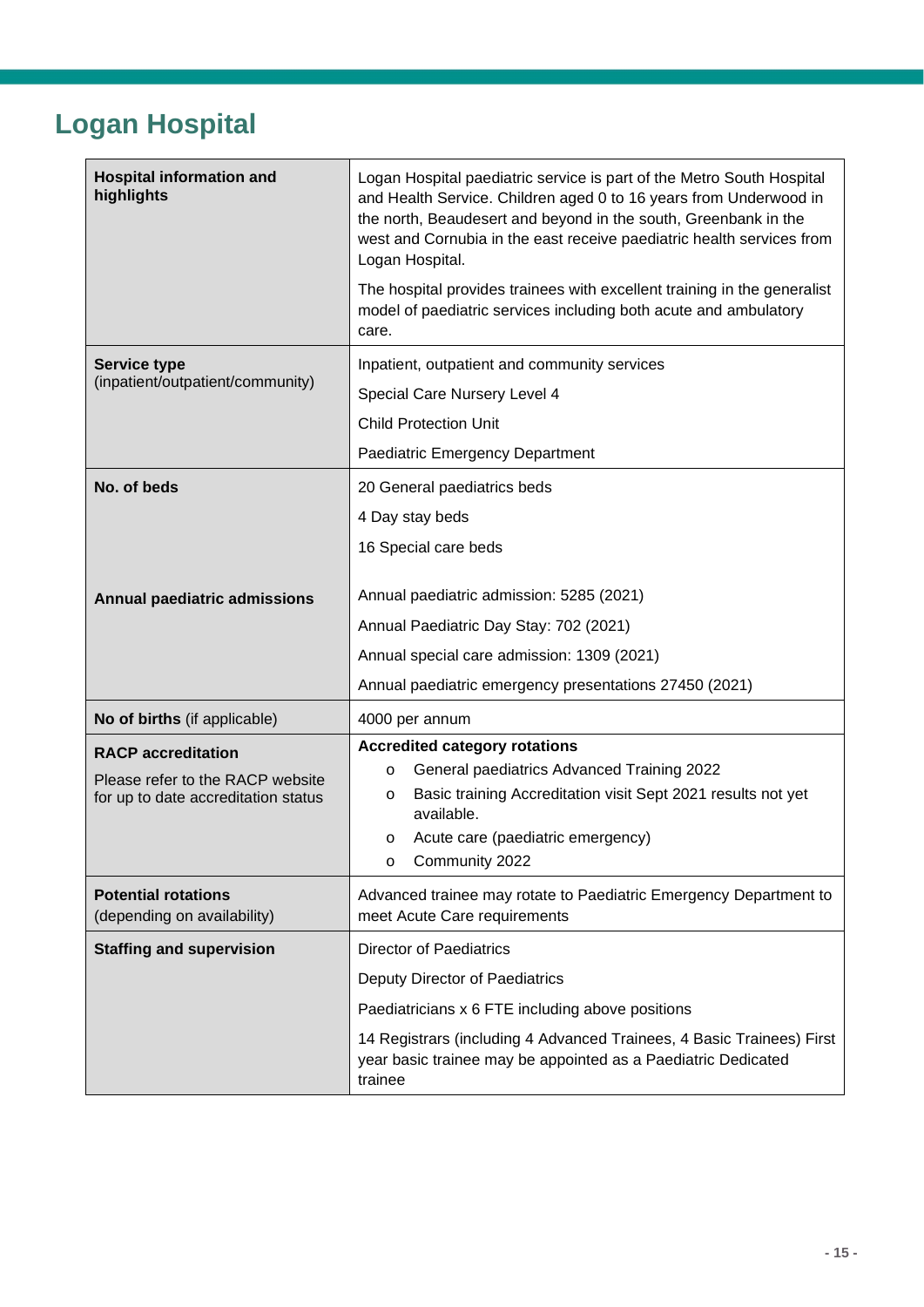# Logan Hospital

| | |
|---|---|
| **Hospital information and highlights** | Logan Hospital paediatric service is part of the Metro South Hospital and Health Service. Children aged 0 to 16 years from Underwood in the north, Beaudesert and beyond in the south, Greenbank in the west and Cornubia in the east receive paediatric health services from Logan Hospital.<br><br>The hospital provides trainees with excellent training in the generalist model of paediatric services including both acute and ambulatory care. |
| **Service type** (inpatient/outpatient/community) | Inpatient, outpatient and community services<br><br>Special Care Nursery Level 4<br><br>Child Protection Unit<br><br>Paediatric Emergency Department |
| **No. of beds**<br><br>**Annual paediatric admissions** | 20 General paediatrics beds<br><br>4 Day stay beds<br><br>16 Special care beds<br><br>Annual paediatric admission: 5285 (2021)<br><br>Annual Paediatric Day Stay: 702 (2021)<br><br>Annual special care admission: 1309 (2021)<br><br>Annual paediatric emergency presentations 27450 (2021) |
| **No of births** (if applicable) | 4000 per annum |
| **RACP accreditation**<br><br>Please refer to the RACP website for up to date accreditation status | **Accredited category rotations**<br>- General paediatrics Advanced Training 2022<br>- Basic training Accreditation visit Sept 2021 results not yet available.<br>- Acute care (paediatric emergency)<br>- Community 2022 |
| **Potential rotations** (depending on availability) | Advanced trainee may rotate to Paediatric Emergency Department to meet Acute Care requirements |
| **Staffing and supervision** | Director of Paediatrics<br><br>Deputy Director of Paediatrics<br><br>Paediatricians x 6 FTE including above positions<br><br>14 Registrars (including 4 Advanced Trainees, 4 Basic Trainees) First year basic trainee may be appointed as a Paediatric Dedicated trainee |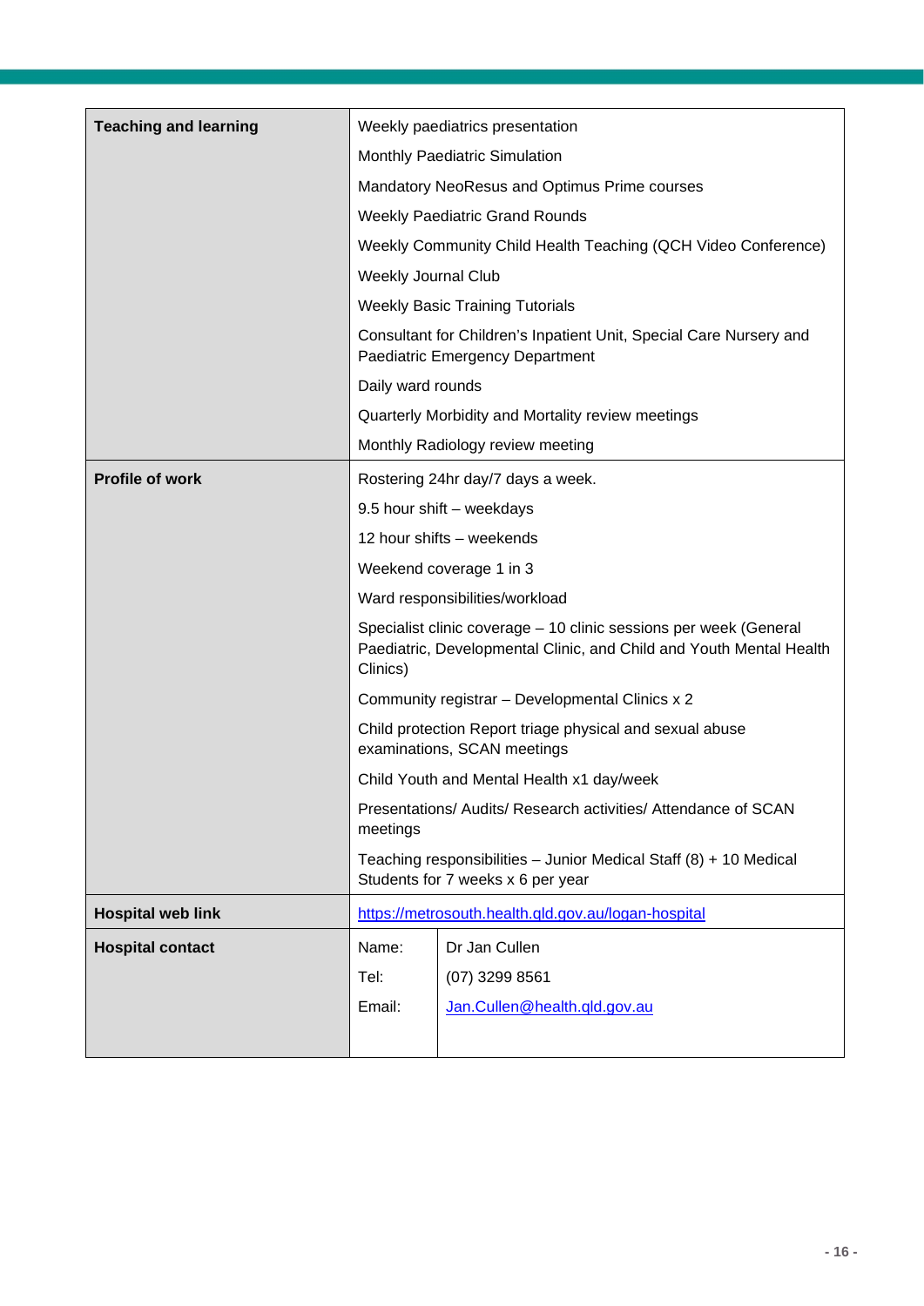| | |
|---|---|
| **Teaching and learning** | Weekly paediatrics presentation<br>Monthly Paediatric Simulation<br>Mandatory NeoResus and Optimus Prime courses<br>Weekly Paediatric Grand Rounds<br>Weekly Community Child Health Teaching (QCH Video Conference)<br>Weekly Journal Club<br>Weekly Basic Training Tutorials<br>Consultant for Children's Inpatient Unit, Special Care Nursery and Paediatric Emergency Department<br>Daily ward rounds<br>Quarterly Morbidity and Mortality review meetings<br>Monthly Radiology review meeting |
| **Profile of work** | Rostering 24hr day/7 days a week.<br>9.5 hour shift – weekdays<br>12 hour shifts – weekends<br>Weekend coverage 1 in 3<br>Ward responsibilities/workload<br>Specialist clinic coverage – 10 clinic sessions per week (General Paediatric, Developmental Clinic, and Child and Youth Mental Health Clinics)<br>Community registrar – Developmental Clinics x 2<br>Child protection Report triage physical and sexual abuse examinations, SCAN meetings<br>Child Youth and Mental Health x1 day/week<br>Presentations/ Audits/ Research activities/ Attendance of SCAN meetings<br>Teaching responsibilities – Junior Medical Staff (8) + 10 Medical Students for 7 weeks x 6 per year |
| **Hospital web link** | https://metrosouth.health.qld.gov.au/logan-hospital |
| **Hospital contact** | Name: Dr Jan Cullen<br>Tel: (07) 3299 8561<br>Email: Jan.Cullen@health.qld.gov.au |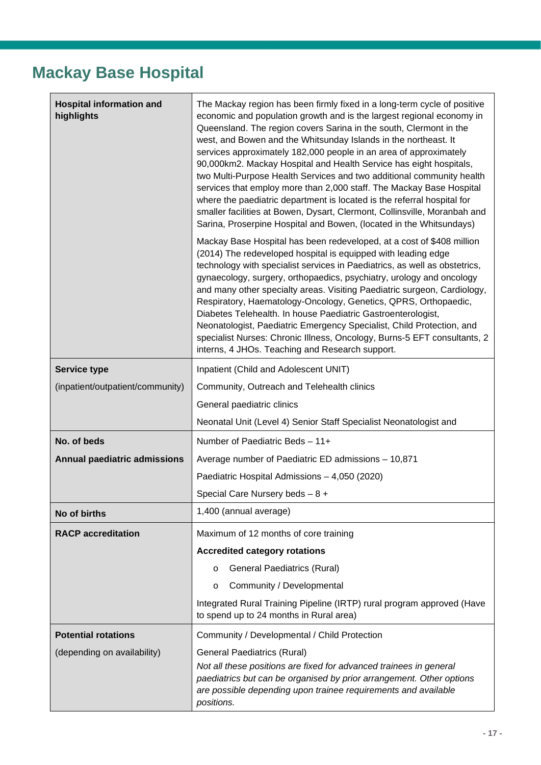# Mackay Base Hospital

| | |
|---|---|
| **Hospital information and highlights** | The Mackay region has been firmly fixed in a long-term cycle of positive economic and population growth and is the largest regional economy in Queensland. The region covers Sarina in the south, Clermont in the west, and Bowen and the Whitsunday Islands in the northeast. It services approximately 182,000 people in an area of approximately 90,000km2. Mackay Hospital and Health Service has eight hospitals, two Multi-Purpose Health Services and two additional community health services that employ more than 2,000 staff. The Mackay Base Hospital where the paediatric department is located is the referral hospital for smaller facilities at Bowen, Dysart, Clermont, Collinsville, Moranbah and Sarina, Proserpine Hospital and Bowen, (located in the Whitsundays)<br><br>Mackay Base Hospital has been redeveloped, at a cost of $408 million (2014) The redeveloped hospital is equipped with leading edge technology with specialist services in Paediatrics, as well as obstetrics, gynaecology, surgery, orthopaedics, psychiatry, urology and oncology and many other specialty areas. Visiting Paediatric surgeon, Cardiology, Respiratory, Haematology-Oncology, Genetics, QPRS, Orthopaedic, Diabetes Telehealth. In house Paediatric Gastroenterologist, Neonatologist, Paediatric Emergency Specialist, Child Protection, and specialist Nurses: Chronic Illness, Oncology, Burns-5 EFT consultants, 2 interns, 4 JHOs. Teaching and Research support. |
| **Service type**<br><br>(inpatient/outpatient/community) | Inpatient (Child and Adolescent UNIT)<br><br>Community, Outreach and Telehealth clinics<br><br>General paediatric clinics<br><br>Neonatal Unit (Level 4) Senior Staff Specialist Neonatologist and |
| **No. of beds**<br><br>**Annual paediatric admissions** | Number of Paediatric Beds – 11+<br><br>Average number of Paediatric ED admissions – 10,871<br><br>Paediatric Hospital Admissions – 4,050 (2020)<br><br>Special Care Nursery beds – 8 + |
| **No of births** | 1,400 (annual average) |
| **RACP accreditation** | Maximum of 12 months of core training<br><br>**Accredited category rotations**<br><br>o General Paediatrics (Rural)<br><br>o Community / Developmental<br><br>Integrated Rural Training Pipeline (IRTP) rural program approved (Have to spend up to 24 months in Rural area) |
| **Potential rotations**<br><br>(depending on availability) | Community / Developmental / Child Protection<br><br>General Paediatrics (Rural)<br>*Not all these positions are fixed for advanced trainees in general paediatrics but can be organised by prior arrangement. Other options are possible depending upon trainee requirements and available positions.* |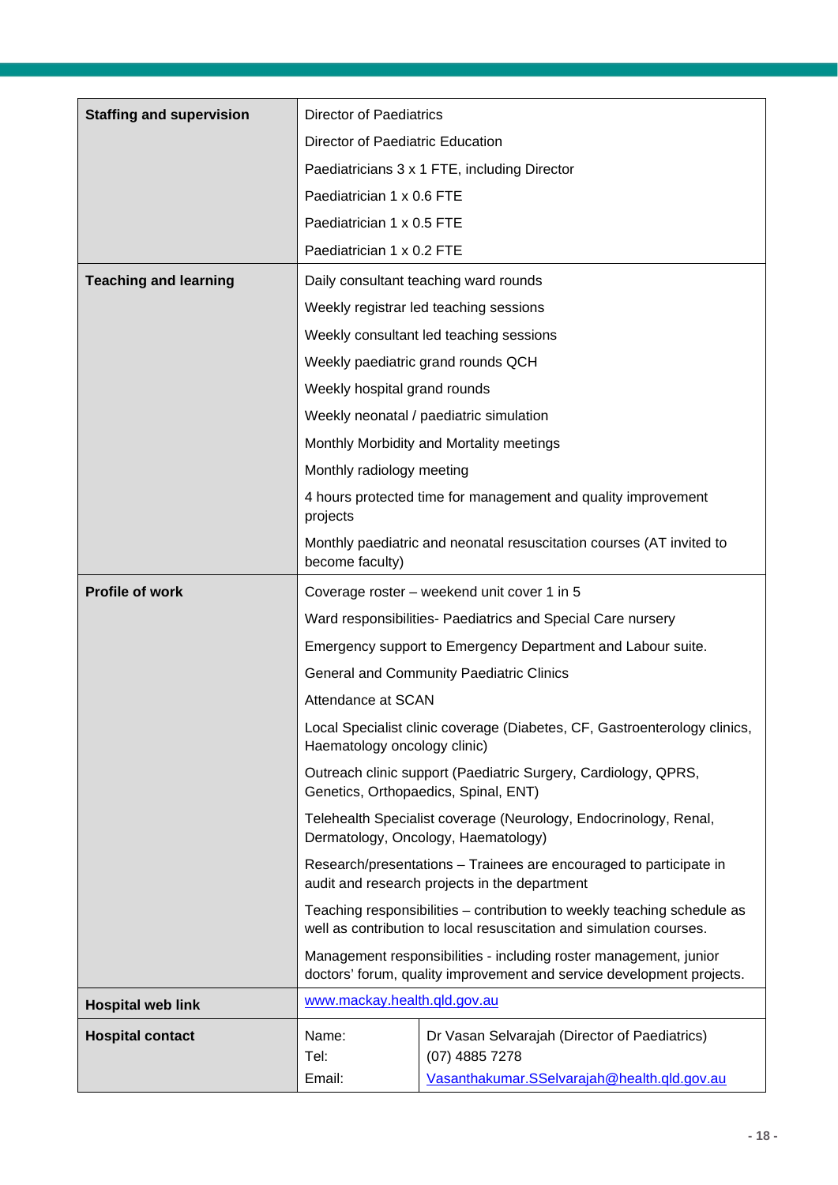| | |
|---|---|
| **Staffing and supervision** | Director of Paediatrics<br>Director of Paediatric Education<br>Paediatricians 3 x 1 FTE, including Director<br>Paediatrician 1 x 0.6 FTE<br>Paediatrician 1 x 0.5 FTE<br>Paediatrician 1 x 0.2 FTE |
| **Teaching and learning** | Daily consultant teaching ward rounds<br>Weekly registrar led teaching sessions<br>Weekly consultant led teaching sessions<br>Weekly paediatric grand rounds QCH<br>Weekly hospital grand rounds<br>Weekly neonatal / paediatric simulation<br>Monthly Morbidity and Mortality meetings<br>Monthly radiology meeting<br>4 hours protected time for management and quality improvement projects<br>Monthly paediatric and neonatal resuscitation courses (AT invited to become faculty) |
| **Profile of work** | Coverage roster – weekend unit cover 1 in 5<br>Ward responsibilities- Paediatrics and Special Care nursery<br>Emergency support to Emergency Department and Labour suite.<br>General and Community Paediatric Clinics<br>Attendance at SCAN<br>Local Specialist clinic coverage (Diabetes, CF, Gastroenterology clinics, Haematology oncology clinic)<br>Outreach clinic support (Paediatric Surgery, Cardiology, QPRS, Genetics, Orthopaedics, Spinal, ENT)<br>Telehealth Specialist coverage (Neurology, Endocrinology, Renal, Dermatology, Oncology, Haematology)<br>Research/presentations – Trainees are encouraged to participate in audit and research projects in the department<br>Teaching responsibilities – contribution to weekly teaching schedule as well as contribution to local resuscitation and simulation courses.<br>Management responsibilities - including roster management, junior doctors' forum, quality improvement and service development projects. |
| **Hospital web link** | www.mackay.health.qld.gov.au |
| **Hospital contact** | Name: Dr Vasan Selvarajah (Director of Paediatrics)<br>Tel: (07) 4885 7278<br>Email: Vasanthakumar.SSelvarajah@health.qld.gov.au |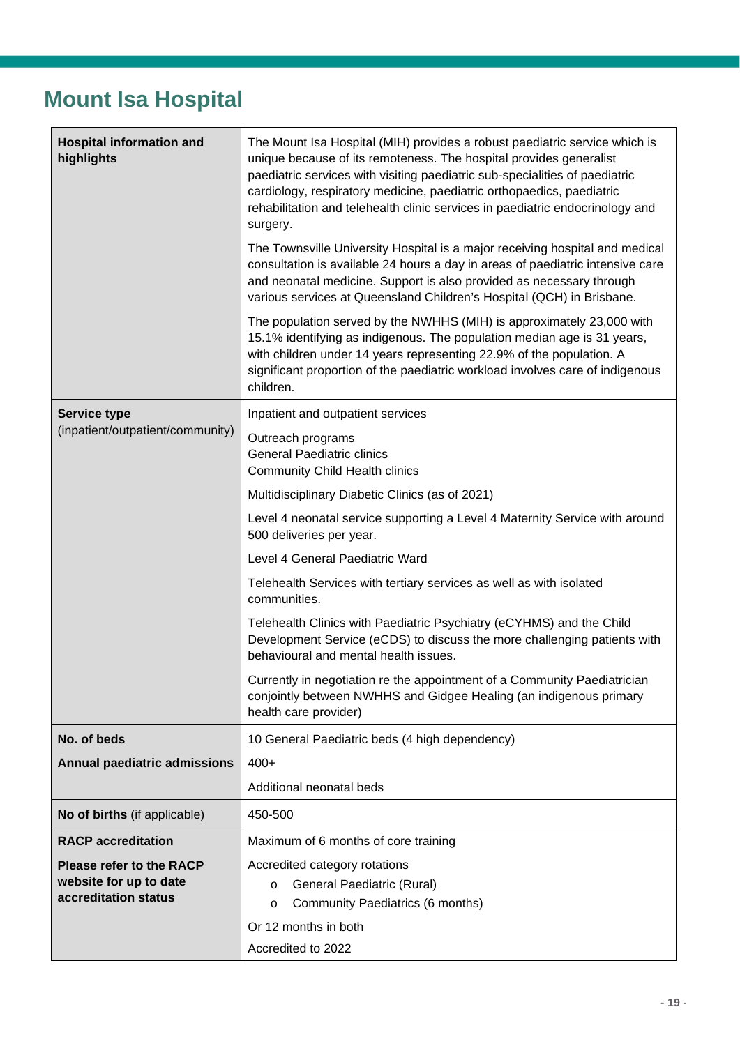# Mount Isa Hospital

| | |
|---|---|
| **Hospital information and highlights** | The Mount Isa Hospital (MIH) provides a robust paediatric service which is unique because of its remoteness. The hospital provides generalist paediatric services with visiting paediatric sub-specialities of paediatric cardiology, respiratory medicine, paediatric orthopaedics, paediatric rehabilitation and telehealth clinic services in paediatric endocrinology and surgery.<br><br>The Townsville University Hospital is a major receiving hospital and medical consultation is available 24 hours a day in areas of paediatric intensive care and neonatal medicine. Support is also provided as necessary through various services at Queensland Children's Hospital (QCH) in Brisbane.<br><br>The population served by the NWHHS (MIH) is approximately 23,000 with 15.1% identifying as indigenous. The population median age is 31 years, with children under 14 years representing 22.9% of the population. A significant proportion of the paediatric workload involves care of indigenous children. |
| **Service type** (inpatient/outpatient/community) | Inpatient and outpatient services<br><br>Outreach programs<br>General Paediatric clinics<br>Community Child Health clinics<br><br>Multidisciplinary Diabetic Clinics (as of 2021)<br><br>Level 4 neonatal service supporting a Level 4 Maternity Service with around 500 deliveries per year.<br><br>Level 4 General Paediatric Ward<br><br>Telehealth Services with tertiary services as well as with isolated communities.<br><br>Telehealth Clinics with Paediatric Psychiatry (eCYHMS) and the Child Development Service (eCDS) to discuss the more challenging patients with behavioural and mental health issues.<br><br>Currently in negotiation re the appointment of a Community Paediatrician conjointly between NWHHS and Gidgee Healing (an indigenous primary health care provider) |
| **No. of beds**<br><br>**Annual paediatric admissions** | 10 General Paediatric beds (4 high dependency)<br><br>400+<br><br>Additional neonatal beds |
| **No of births** (if applicable) | 450-500 |
| **RACP accreditation**<br><br>**Please refer to the RACP website for up to date accreditation status** | Maximum of 6 months of core training<br><br>Accredited category rotations<br>o General Paediatric (Rural)<br>o Community Paediatrics (6 months)<br><br>Or 12 months in both<br><br>Accredited to 2022 |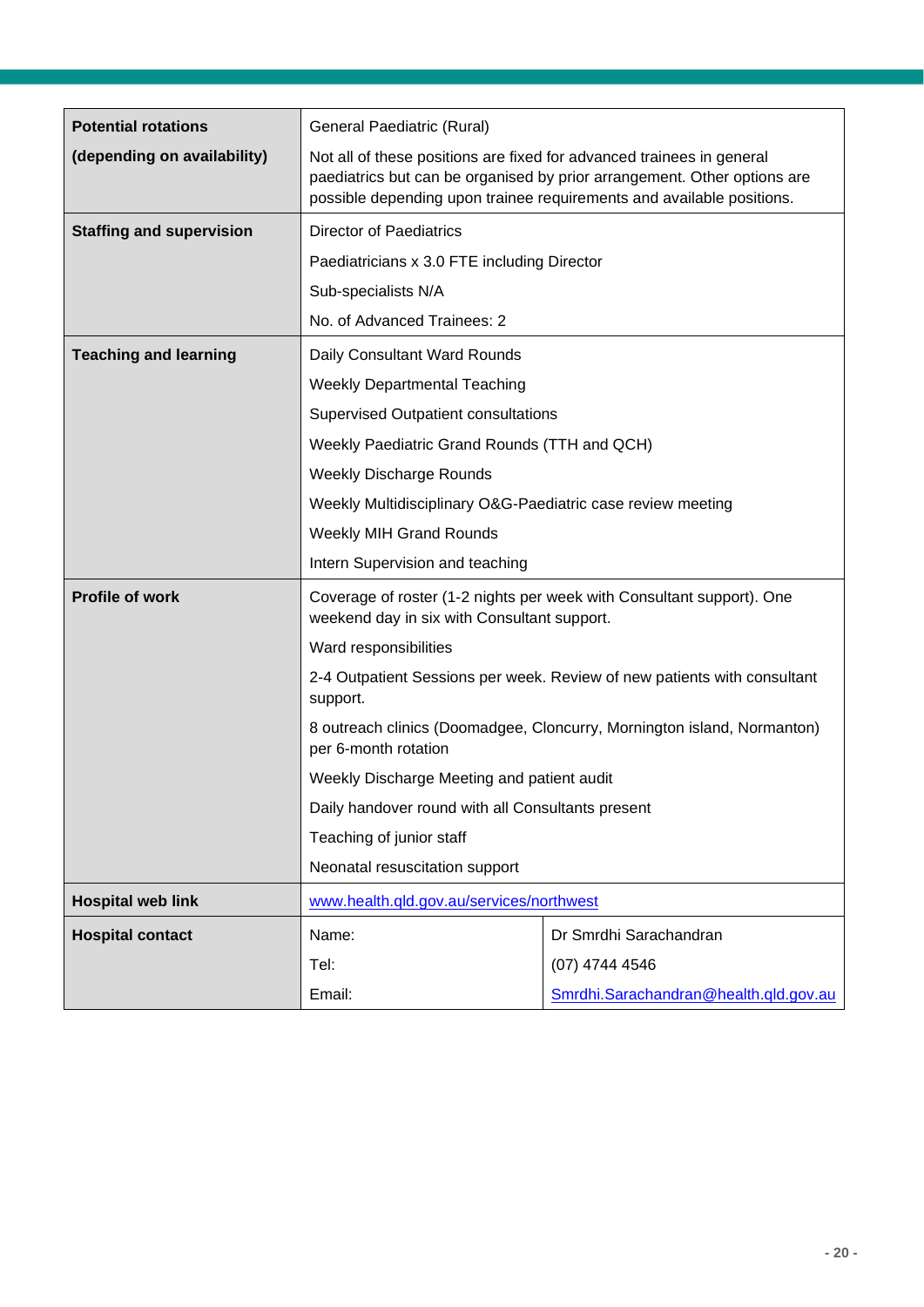| | | |
|---|---|---|
| **Potential rotations** **(depending on availability)** | General Paediatric (Rural) Not all of these positions are fixed for advanced trainees in general paediatrics but can be organised by prior arrangement. Other options are possible depending upon trainee requirements and available positions. | |
| **Staffing and supervision** | Director of Paediatrics Paediatricians x 3.0 FTE including Director Sub-specialists N/A No. of Advanced Trainees: 2 | |
| **Teaching and learning** | Daily Consultant Ward Rounds Weekly Departmental Teaching Supervised Outpatient consultations Weekly Paediatric Grand Rounds (TTH and QCH) Weekly Discharge Rounds Weekly Multidisciplinary O&G-Paediatric case review meeting Weekly MIH Grand Rounds Intern Supervision and teaching | |
| **Profile of work** | Coverage of roster (1-2 nights per week with Consultant support). One weekend day in six with Consultant support. Ward responsibilities 2-4 Outpatient Sessions per week. Review of new patients with consultant support. 8 outreach clinics (Doomadgee, Cloncurry, Mornington island, Normanton) per 6-month rotation Weekly Discharge Meeting and patient audit Daily handover round with all Consultants present Teaching of junior staff Neonatal resuscitation support | |
| **Hospital web link** | www.health.qld.gov.au/services/northwest | |
| **Hospital contact** | Name: | Dr Smrdhi Sarachandran |
| | Tel: | (07) 4744 4546 |
| | Email: | Smrdhi.Sarachandran@health.qld.gov.au |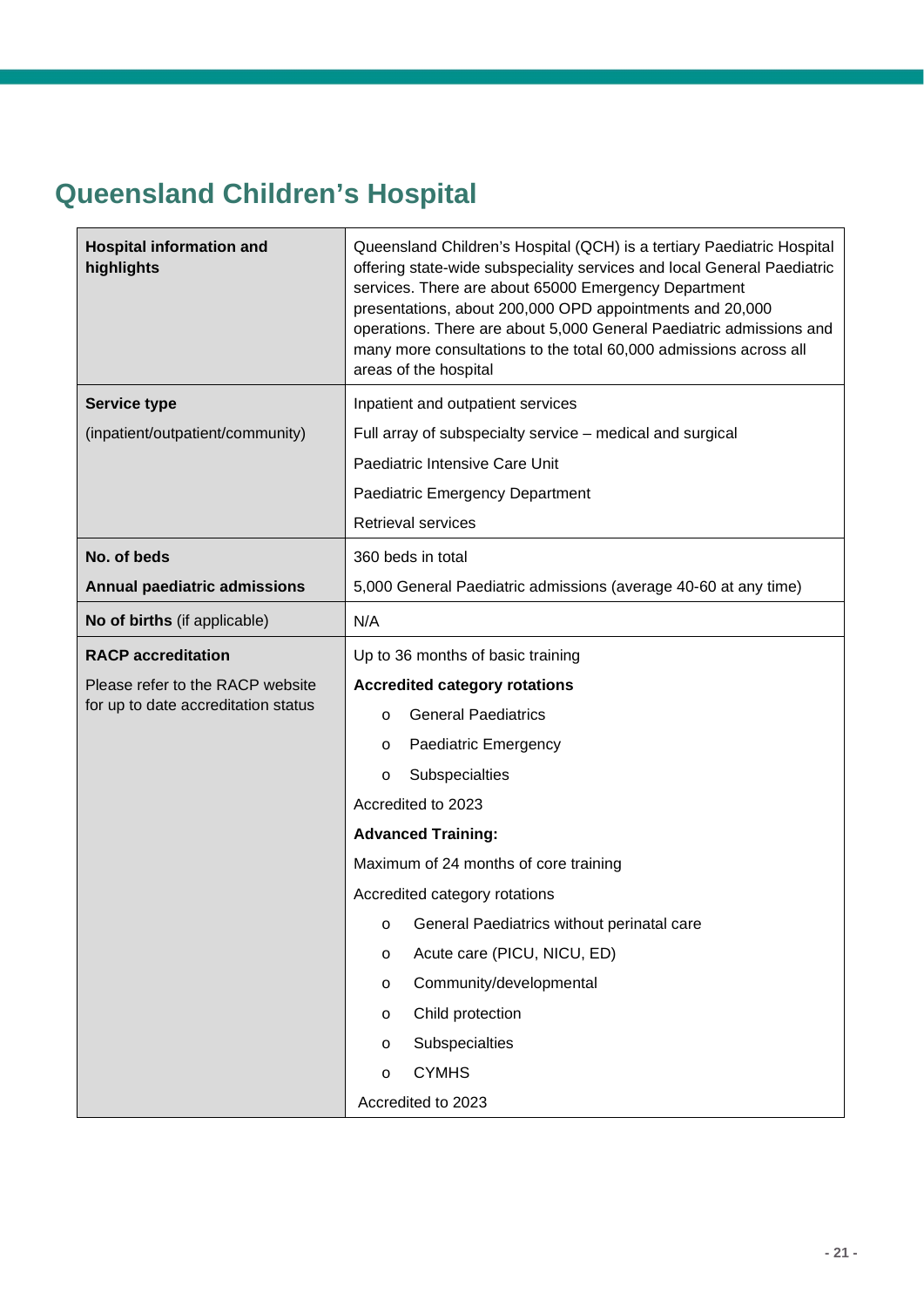## Queensland Children's Hospital

| | |
|---|---|
| **Hospital information and highlights** | Queensland Children's Hospital (QCH) is a tertiary Paediatric Hospital offering state-wide subspeciality services and local General Paediatric services. There are about 65000 Emergency Department presentations, about 200,000 OPD appointments and 20,000 operations. There are about 5,000 General Paediatric admissions and many more consultations to the total 60,000 admissions across all areas of the hospital |
| **Service type**<br>(inpatient/outpatient/community) | Inpatient and outpatient services<br>Full array of subspecialty service – medical and surgical<br>Paediatric Intensive Care Unit<br>Paediatric Emergency Department<br>Retrieval services |
| **No. of beds**<br>**Annual paediatric admissions** | 360 beds in total<br>5,000 General Paediatric admissions (average 40-60 at any time) |
| **No of births** (if applicable) | N/A |
| **RACP accreditation**<br>Please refer to the RACP website for up to date accreditation status | Up to 36 months of basic training<br>**Accredited category rotations**<br>o General Paediatrics<br>o Paediatric Emergency<br>o Subspecialties<br>Accredited to 2023<br>**Advanced Training:**<br>Maximum of 24 months of core training<br>Accredited category rotations<br>o General Paediatrics without perinatal care<br>o Acute care (PICU, NICU, ED)<br>o Community/developmental<br>o Child protection<br>o Subspecialties<br>o CYMHS<br>Accredited to 2023 |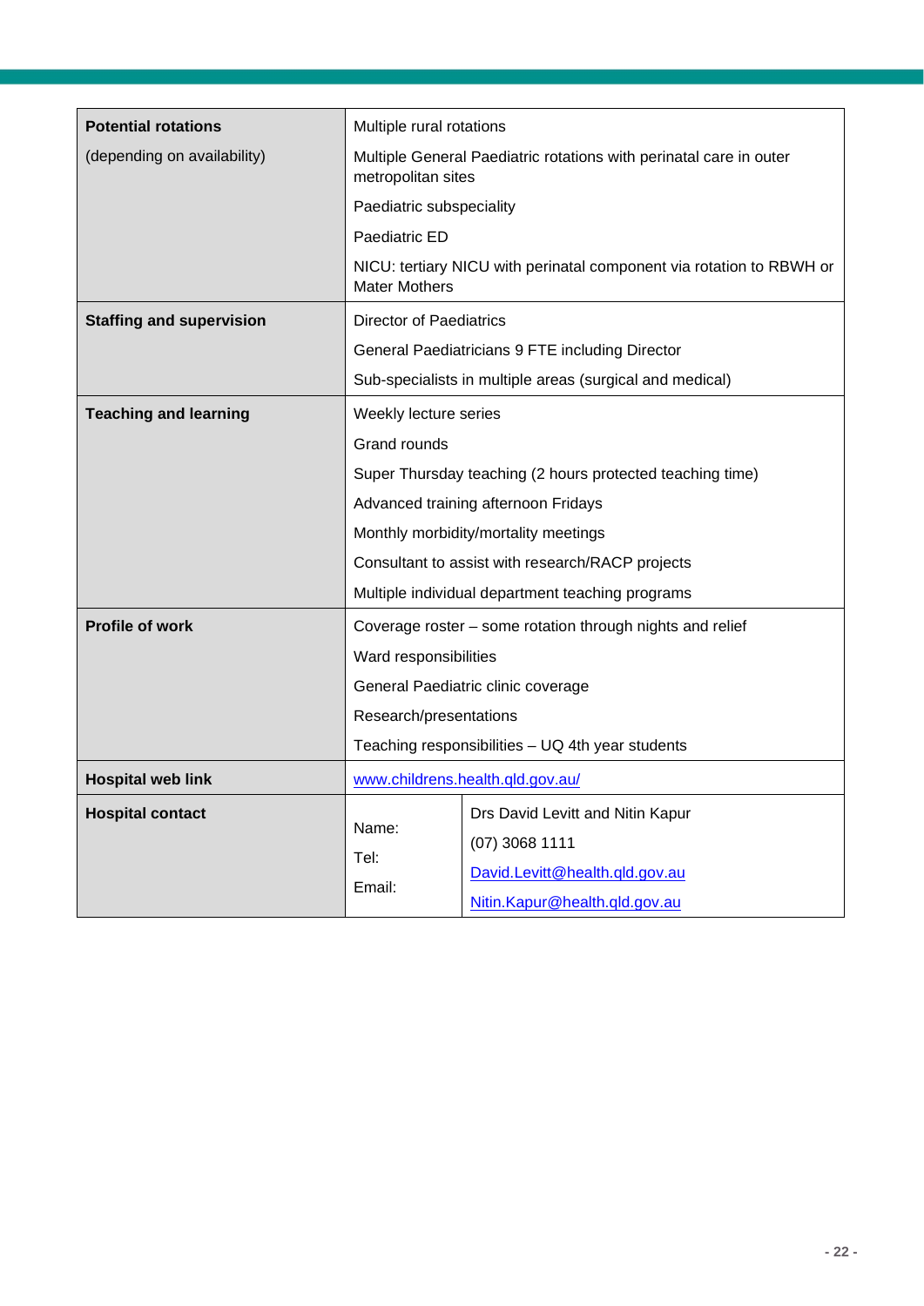| | |
|---|---|
| **Potential rotations** (depending on availability) | Multiple rural rotations<br>Multiple General Paediatric rotations with perinatal care in outer metropolitan sites<br>Paediatric subspeciality<br>Paediatric ED<br>NICU: tertiary NICU with perinatal component via rotation to RBWH or Mater Mothers |
| **Staffing and supervision** | Director of Paediatrics<br>General Paediatricians 9 FTE including Director<br>Sub-specialists in multiple areas (surgical and medical) |
| **Teaching and learning** | Weekly lecture series<br>Grand rounds<br>Super Thursday teaching (2 hours protected teaching time)<br>Advanced training afternoon Fridays<br>Monthly morbidity/mortality meetings<br>Consultant to assist with research/RACP projects<br>Multiple individual department teaching programs |
| **Profile of work** | Coverage roster – some rotation through nights and relief<br>Ward responsibilities<br>General Paediatric clinic coverage<br>Research/presentations<br>Teaching responsibilities – UQ 4th year students |
| **Hospital web link** | www.childrens.health.qld.gov.au/ |
| **Hospital contact** | Name: Drs David Levitt and Nitin Kapur<br>Tel: (07) 3068 1111<br>Email: David.Levitt@health.qld.gov.au<br>Nitin.Kapur@health.qld.gov.au |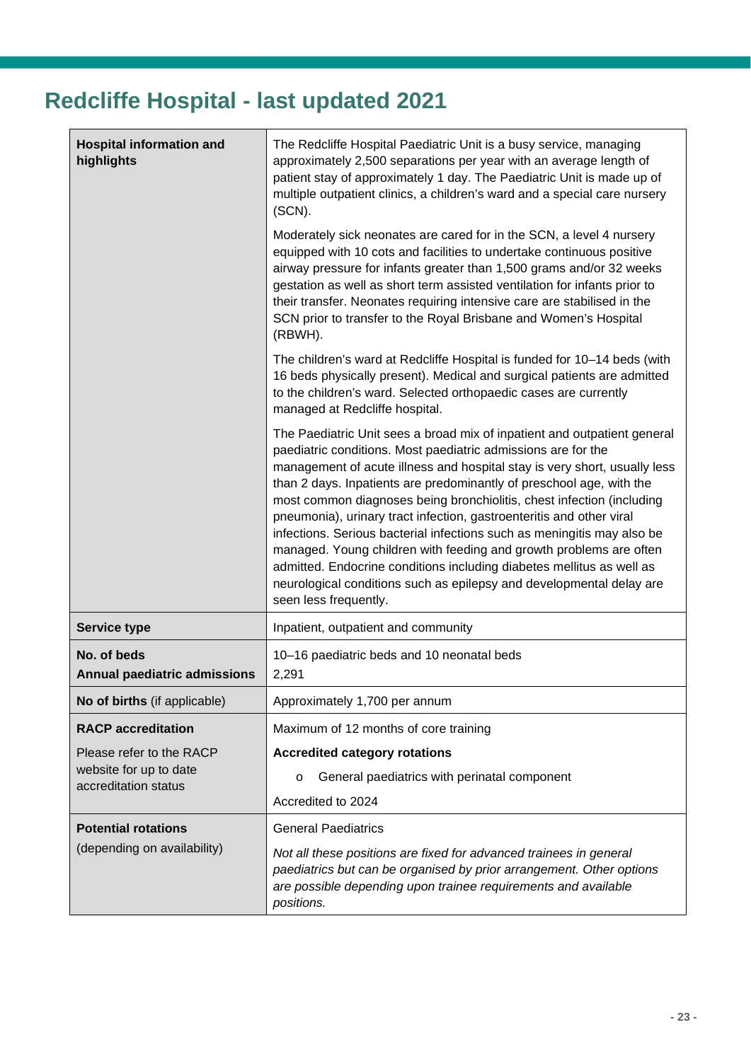# Redcliffe Hospital - last updated 2021

| | |
|---|---|
| **Hospital information and highlights** | The Redcliffe Hospital Paediatric Unit is a busy service, managing approximately 2,500 separations per year with an average length of patient stay of approximately 1 day. The Paediatric Unit is made up of multiple outpatient clinics, a children's ward and a special care nursery (SCN).<br><br>Moderately sick neonates are cared for in the SCN, a level 4 nursery equipped with 10 cots and facilities to undertake continuous positive airway pressure for infants greater than 1,500 grams and/or 32 weeks gestation as well as short term assisted ventilation for infants prior to their transfer. Neonates requiring intensive care are stabilised in the SCN prior to transfer to the Royal Brisbane and Women's Hospital (RBWH).<br><br>The children's ward at Redcliffe Hospital is funded for 10–14 beds (with 16 beds physically present). Medical and surgical patients are admitted to the children's ward. Selected orthopaedic cases are currently managed at Redcliffe hospital.<br><br>The Paediatric Unit sees a broad mix of inpatient and outpatient general paediatric conditions. Most paediatric admissions are for the management of acute illness and hospital stay is very short, usually less than 2 days. Inpatients are predominantly of preschool age, with the most common diagnoses being bronchiolitis, chest infection (including pneumonia), urinary tract infection, gastroenteritis and other viral infections. Serious bacterial infections such as meningitis may also be managed. Young children with feeding and growth problems are often admitted. Endocrine conditions including diabetes mellitus as well as neurological conditions such as epilepsy and developmental delay are seen less frequently. |
| **Service type** | Inpatient, outpatient and community |
| **No. of beds**<br>**Annual paediatric admissions** | 10–16 paediatric beds and 10 neonatal beds<br>2,291 |
| **No of births** (if applicable) | Approximately 1,700 per annum |
| **RACP accreditation**<br><br>Please refer to the RACP website for up to date accreditation status | Maximum of 12 months of core training<br><br>**Accredited category rotations**<br><br>o General paediatrics with perinatal component<br><br>Accredited to 2024 |
| **Potential rotations**<br>(depending on availability) | General Paediatrics<br><br>*Not all these positions are fixed for advanced trainees in general paediatrics but can be organised by prior arrangement. Other options are possible depending upon trainee requirements and available positions.* |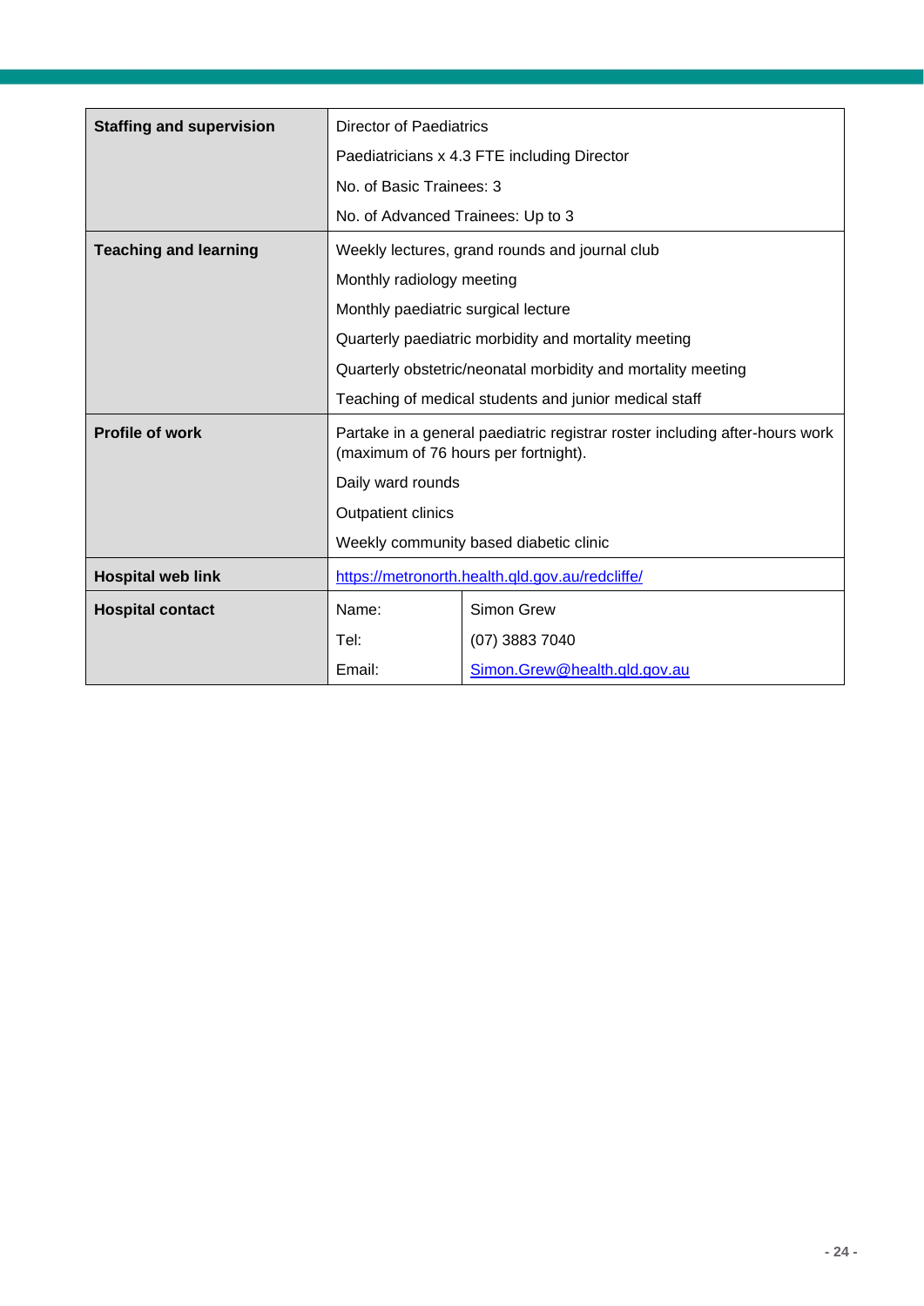| | | |
|---|---|---|
| **Staffing and supervision** | Director of Paediatrics<br>Paediatricians x 4.3 FTE including Director<br>No. of Basic Trainees: 3<br>No. of Advanced Trainees: Up to 3 | |
| **Teaching and learning** | Weekly lectures, grand rounds and journal club<br>Monthly radiology meeting<br>Monthly paediatric surgical lecture<br>Quarterly paediatric morbidity and mortality meeting<br>Quarterly obstetric/neonatal morbidity and mortality meeting<br>Teaching of medical students and junior medical staff | |
| **Profile of work** | Partake in a general paediatric registrar roster including after-hours work (maximum of 76 hours per fortnight).<br>Daily ward rounds<br>Outpatient clinics<br>Weekly community based diabetic clinic | |
| **Hospital web link** | https://metronorth.health.qld.gov.au/redcliffe/ | |
| **Hospital contact** | Name: | Simon Grew |
| | Tel: | (07) 3883 7040 |
| | Email: | Simon.Grew@health.qld.gov.au |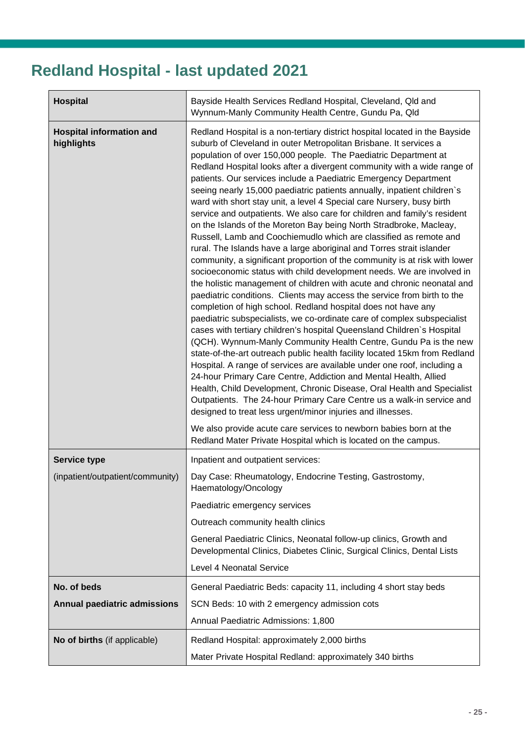## Redland Hospital - last updated 2021

| **Hospital** | Bayside Health Services Redland Hospital, Cleveland, Qld and Wynnum-Manly Community Health Centre, Gundu Pa, Qld |
|---|---|
| **Hospital information and highlights** | Redland Hospital is a non-tertiary district hospital located in the Bayside suburb of Cleveland in outer Metropolitan Brisbane. It services a population of over 150,000 people. The Paediatric Department at Redland Hospital looks after a divergent community with a wide range of patients. Our services include a Paediatric Emergency Department seeing nearly 15,000 paediatric patients annually, inpatient children`s ward with short stay unit, a level 4 Special care Nursery, busy birth service and outpatients. We also care for children and family's resident on the Islands of the Moreton Bay being North Stradbroke, Macleay, Russell, Lamb and Coochiemudlo which are classified as remote and rural. The Islands have a large aboriginal and Torres strait islander community, a significant proportion of the community is at risk with lower socioeconomic status with child development needs. We are involved in the holistic management of children with acute and chronic neonatal and paediatric conditions. Clients may access the service from birth to the completion of high school. Redland hospital does not have any paediatric subspecialists, we co-ordinate care of complex subspecialist cases with tertiary children's hospital Queensland Children`s Hospital (QCH). Wynnum-Manly Community Health Centre, Gundu Pa is the new state-of-the-art outreach public health facility located 15km from Redland Hospital. A range of services are available under one roof, including a 24-hour Primary Care Centre, Addiction and Mental Health, Allied Health, Child Development, Chronic Disease, Oral Health and Specialist Outpatients. The 24-hour Primary Care Centre us a walk-in service and designed to treat less urgent/minor injuries and illnesses.<br><br>We also provide acute care services to newborn babies born at the Redland Mater Private Hospital which is located on the campus. |
| **Service type** (inpatient/outpatient/community) | Inpatient and outpatient services:<br><br>Day Case: Rheumatology, Endocrine Testing, Gastrostomy, Haematology/Oncology<br><br>Paediatric emergency services<br><br>Outreach community health clinics<br><br>General Paediatric Clinics, Neonatal follow-up clinics, Growth and Developmental Clinics, Diabetes Clinic, Surgical Clinics, Dental Lists<br><br>Level 4 Neonatal Service |
| **No. of beds**<br><br>**Annual paediatric admissions** | General Paediatric Beds: capacity 11, including 4 short stay beds<br><br>SCN Beds: 10 with 2 emergency admission cots<br><br>Annual Paediatric Admissions: 1,800 |
| **No of births** (if applicable) | Redland Hospital: approximately 2,000 births<br><br>Mater Private Hospital Redland: approximately 340 births |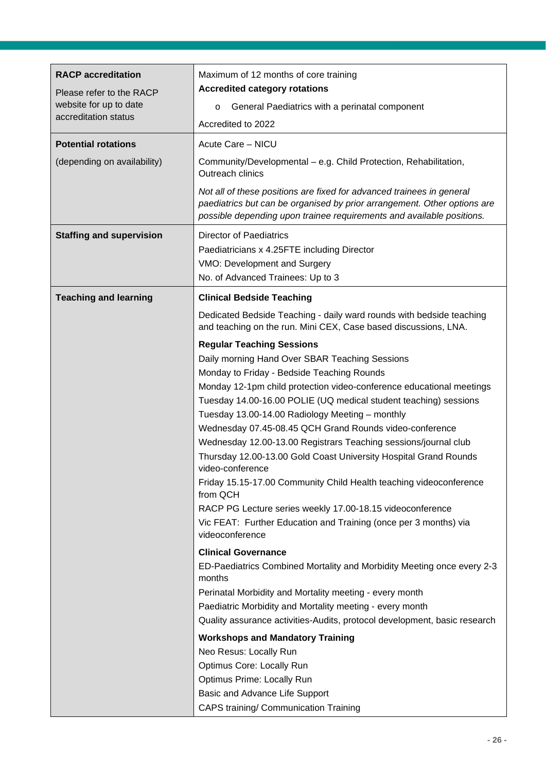| | |
|---|---|
| **RACP accreditation**<br>Please refer to the RACP website for up to date accreditation status | Maximum of 12 months of core training<br>**Accredited category rotations**<br>o General Paediatrics with a perinatal component<br>Accredited to 2022 |
| **Potential rotations**<br>(depending on availability) | Acute Care – NICU<br>Community/Developmental – e.g. Child Protection, Rehabilitation, Outreach clinics<br>*Not all of these positions are fixed for advanced trainees in general paediatrics but can be organised by prior arrangement. Other options are possible depending upon trainee requirements and available positions.* |
| **Staffing and supervision** | Director of Paediatrics<br>Paediatricians x 4.25FTE including Director<br>VMO: Development and Surgery<br>No. of Advanced Trainees: Up to 3 |
| **Teaching and learning** | **Clinical Bedside Teaching**<br>Dedicated Bedside Teaching - daily ward rounds with bedside teaching and teaching on the run. Mini CEX, Case based discussions, LNA.<br>**Regular Teaching Sessions**<br>Daily morning Hand Over SBAR Teaching Sessions<br>Monday to Friday - Bedside Teaching Rounds<br>Monday 12-1pm child protection video-conference educational meetings<br>Tuesday 14.00-16.00 POLIE (UQ medical student teaching) sessions<br>Tuesday 13.00-14.00 Radiology Meeting – monthly<br>Wednesday 07.45-08.45 QCH Grand Rounds video-conference<br>Wednesday 12.00-13.00 Registrars Teaching sessions/journal club<br>Thursday 12.00-13.00 Gold Coast University Hospital Grand Rounds video-conference<br>Friday 15.15-17.00 Community Child Health teaching videoconference from QCH<br>RACP PG Lecture series weekly 17.00-18.15 videoconference<br>Vic FEAT: Further Education and Training (once per 3 months) via videoconference<br>**Clinical Governance**<br>ED-Paediatrics Combined Mortality and Morbidity Meeting once every 2-3 months<br>Perinatal Morbidity and Mortality meeting - every month<br>Paediatric Morbidity and Mortality meeting - every month<br>Quality assurance activities-Audits, protocol development, basic research<br>**Workshops and Mandatory Training**<br>Neo Resus: Locally Run<br>Optimus Core: Locally Run<br>Optimus Prime: Locally Run<br>Basic and Advance Life Support<br>CAPS training/ Communication Training |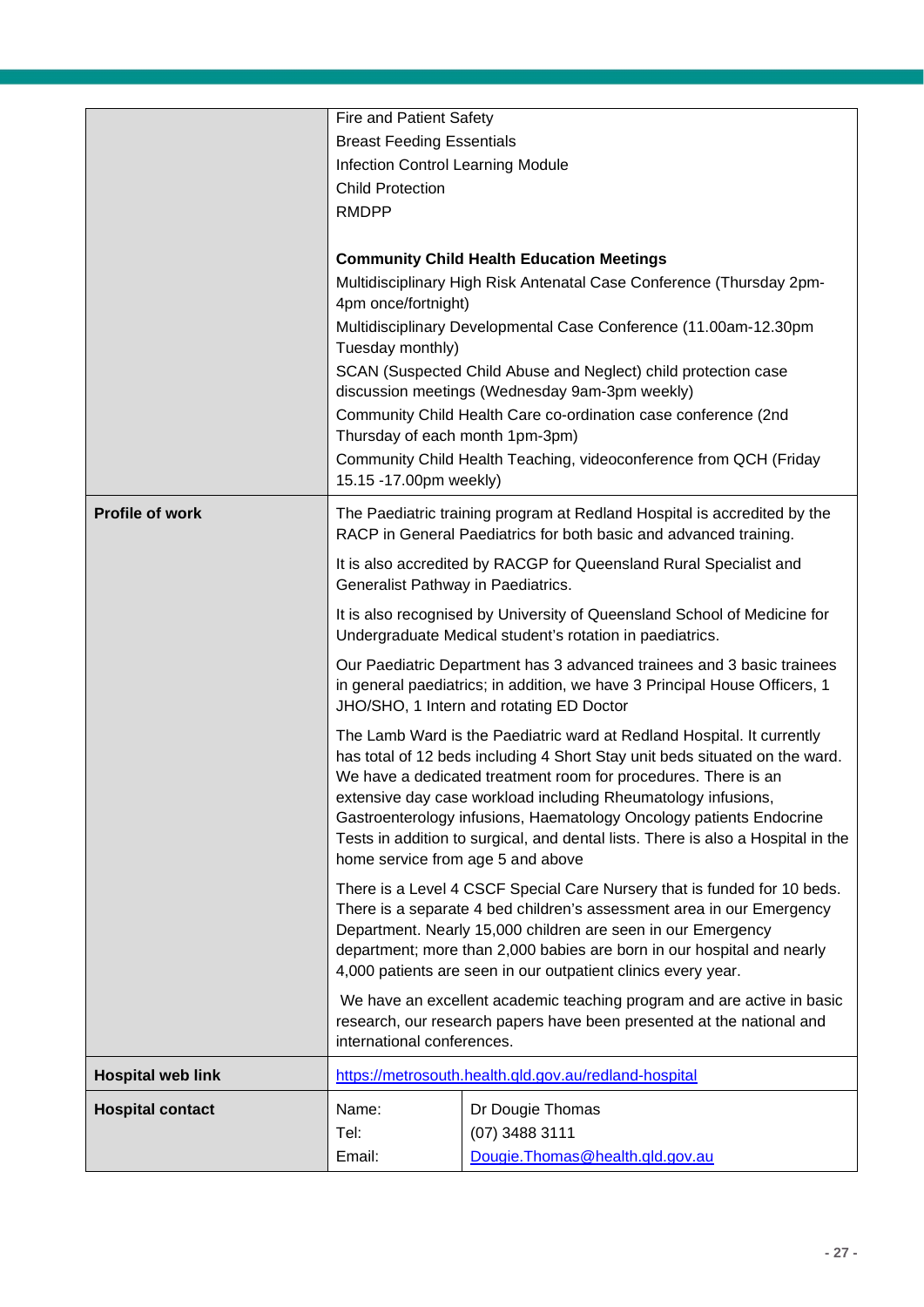| | |
|---|---|
| | Fire and Patient Safety<br>Breast Feeding Essentials<br>Infection Control Learning Module<br>Child Protection<br>RMDPP<br><br>**Community Child Health Education Meetings**<br>Multidisciplinary High Risk Antenatal Case Conference (Thursday 2pm-4pm once/fortnight)<br>Multidisciplinary Developmental Case Conference (11.00am-12.30pm Tuesday monthly)<br>SCAN (Suspected Child Abuse and Neglect) child protection case discussion meetings (Wednesday 9am-3pm weekly)<br>Community Child Health Care co-ordination case conference (2nd Thursday of each month 1pm-3pm)<br>Community Child Health Teaching, videoconference from QCH (Friday 15.15 -17.00pm weekly) |
| **Profile of work** | The Paediatric training program at Redland Hospital is accredited by the RACP in General Paediatrics for both basic and advanced training.<br><br>It is also accredited by RACGP for Queensland Rural Specialist and Generalist Pathway in Paediatrics.<br><br>It is also recognised by University of Queensland School of Medicine for Undergraduate Medical student's rotation in paediatrics.<br><br>Our Paediatric Department has 3 advanced trainees and 3 basic trainees in general paediatrics; in addition, we have 3 Principal House Officers, 1 JHO/SHO, 1 Intern and rotating ED Doctor<br><br>The Lamb Ward is the Paediatric ward at Redland Hospital. It currently has total of 12 beds including 4 Short Stay unit beds situated on the ward. We have a dedicated treatment room for procedures. There is an extensive day case workload including Rheumatology infusions, Gastroenterology infusions, Haematology Oncology patients Endocrine Tests in addition to surgical, and dental lists. There is also a Hospital in the home service from age 5 and above<br><br>There is a Level 4 CSCF Special Care Nursery that is funded for 10 beds. There is a separate 4 bed children's assessment area in our Emergency Department. Nearly 15,000 children are seen in our Emergency department; more than 2,000 babies are born in our hospital and nearly 4,000 patients are seen in our outpatient clinics every year.<br><br>We have an excellent academic teaching program and are active in basic research, our research papers have been presented at the national and international conferences. |
| **Hospital web link** | https://metrosouth.health.qld.gov.au/redland-hospital |
| **Hospital contact** | Name: Dr Dougie Thomas<br>Tel: (07) 3488 3111<br>Email: Dougie.Thomas@health.qld.gov.au |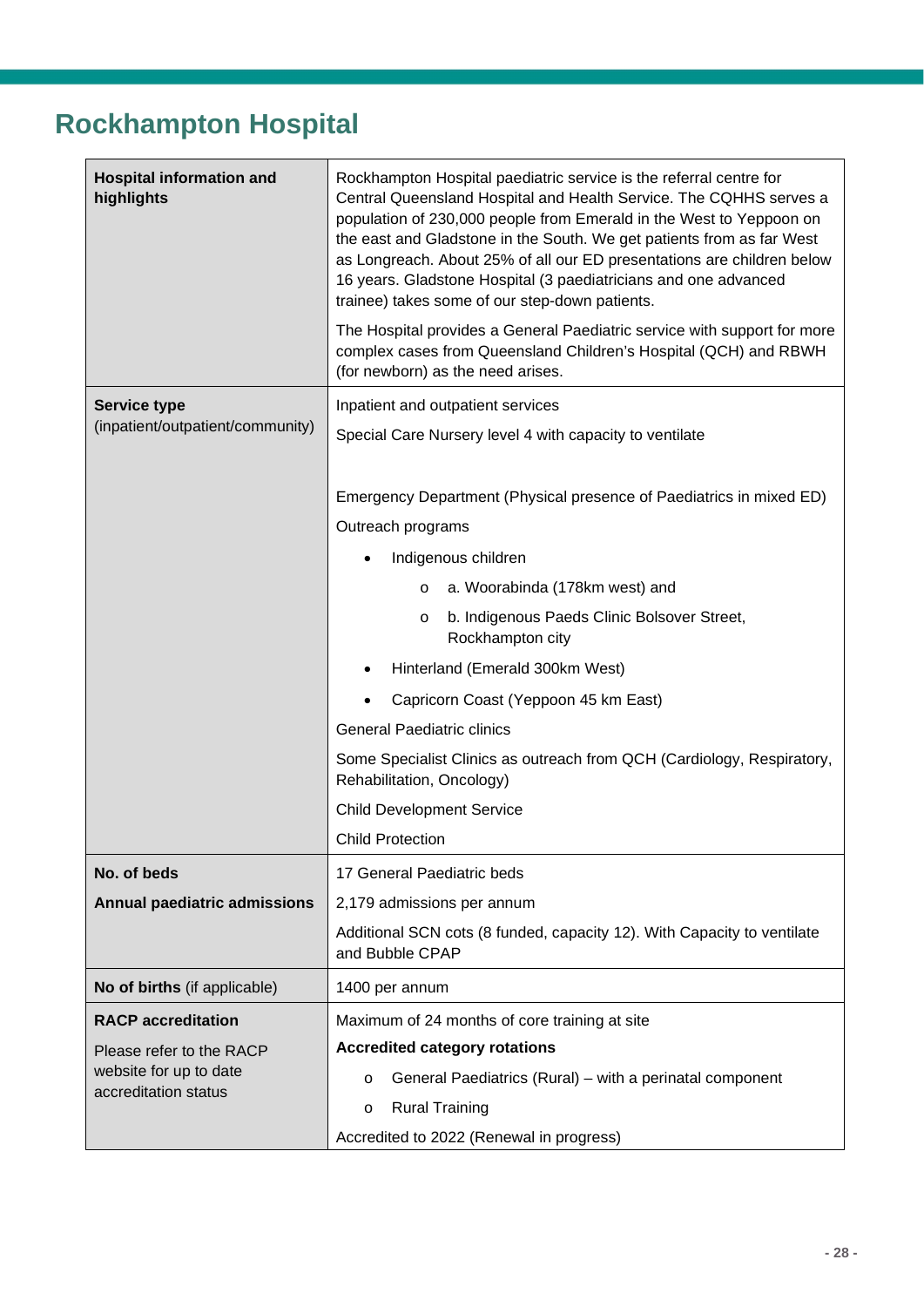# Rockhampton Hospital

| | |
|---|---|
| **Hospital information and highlights** | Rockhampton Hospital paediatric service is the referral centre for Central Queensland Hospital and Health Service. The CQHHS serves a population of 230,000 people from Emerald in the West to Yeppoon on the east and Gladstone in the South. We get patients from as far West as Longreach. About 25% of all our ED presentations are children below 16 years. Gladstone Hospital (3 paediatricians and one advanced trainee) takes some of our step-down patients.<br><br>The Hospital provides a General Paediatric service with support for more complex cases from Queensland Children's Hospital (QCH) and RBWH (for newborn) as the need arises. |
| **Service type** (inpatient/outpatient/community) | Inpatient and outpatient services<br><br>Special Care Nursery level 4 with capacity to ventilate<br><br>Emergency Department (Physical presence of Paediatrics in mixed ED)<br><br>Outreach programs<br>• Indigenous children<br>&nbsp;&nbsp;&nbsp;&nbsp;o a. Woorabinda (178km west) and<br>&nbsp;&nbsp;&nbsp;&nbsp;o b. Indigenous Paeds Clinic Bolsover Street, Rockhampton city<br>• Hinterland (Emerald 300km West)<br>• Capricorn Coast (Yeppoon 45 km East)<br><br>General Paediatric clinics<br><br>Some Specialist Clinics as outreach from QCH (Cardiology, Respiratory, Rehabilitation, Oncology)<br><br>Child Development Service<br><br>Child Protection |
| **No. of beds**<br><br>**Annual paediatric admissions** | 17 General Paediatric beds<br><br>2,179 admissions per annum<br><br>Additional SCN cots (8 funded, capacity 12). With Capacity to ventilate and Bubble CPAP |
| **No of births** (if applicable) | 1400 per annum |
| **RACP accreditation**<br><br>Please refer to the RACP website for up to date accreditation status | Maximum of 24 months of core training at site<br><br>**Accredited category rotations**<br>o General Paediatrics (Rural) – with a perinatal component<br>o Rural Training<br><br>Accredited to 2022 (Renewal in progress) |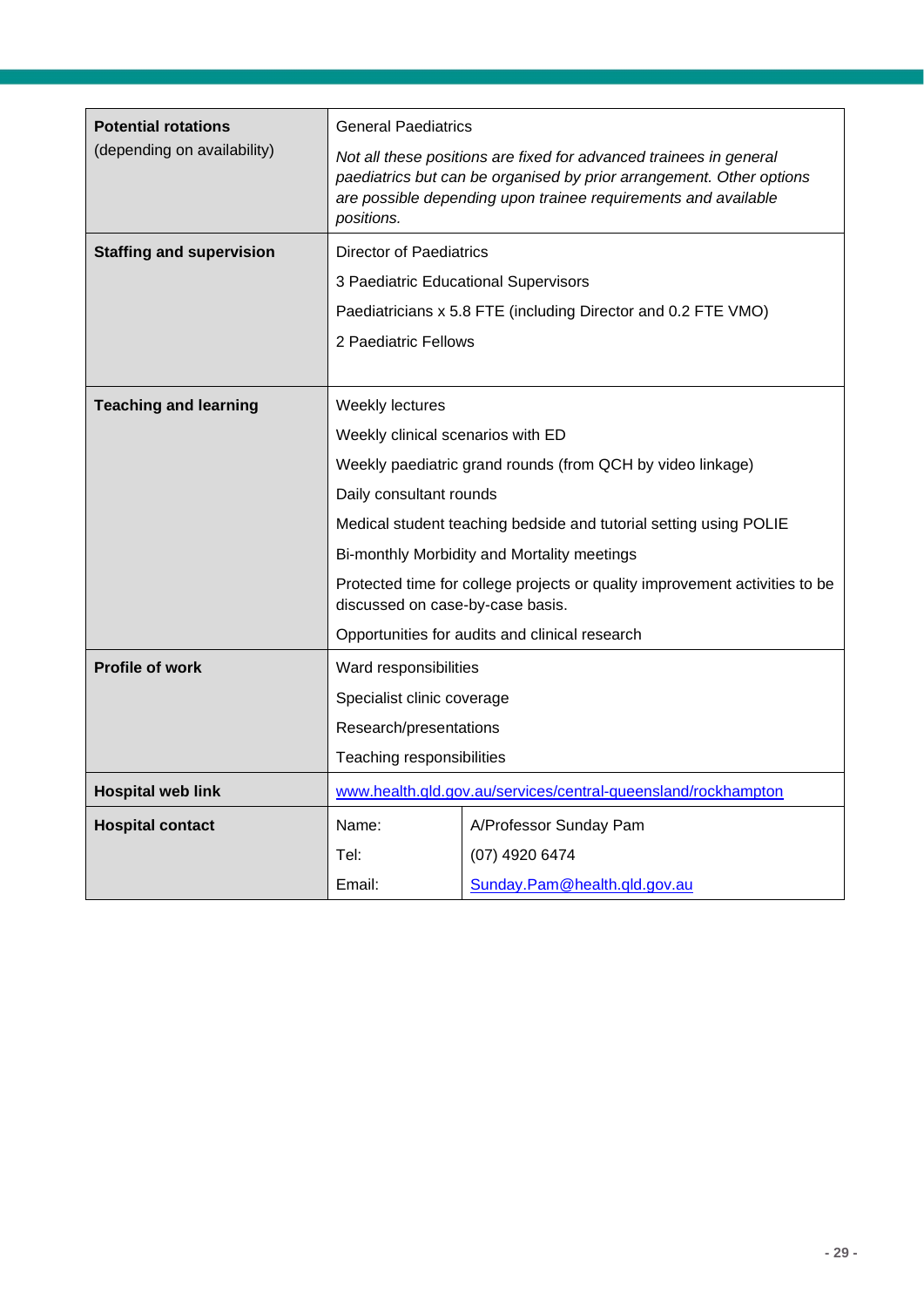| | | |
|---|---|---|
| **Potential rotations** (depending on availability) | General Paediatrics<br>*Not all these positions are fixed for advanced trainees in general paediatrics but can be organised by prior arrangement. Other options are possible depending upon trainee requirements and available positions.* | |
| **Staffing and supervision** | Director of Paediatrics<br>3 Paediatric Educational Supervisors<br>Paediatricians x 5.8 FTE (including Director and 0.2 FTE VMO)<br>2 Paediatric Fellows | |
| **Teaching and learning** | Weekly lectures<br>Weekly clinical scenarios with ED<br>Weekly paediatric grand rounds (from QCH by video linkage)<br>Daily consultant rounds<br>Medical student teaching bedside and tutorial setting using POLIE<br>Bi-monthly Morbidity and Mortality meetings<br>Protected time for college projects or quality improvement activities to be discussed on case-by-case basis.<br>Opportunities for audits and clinical research | |
| **Profile of work** | Ward responsibilities<br>Specialist clinic coverage<br>Research/presentations<br>Teaching responsibilities | |
| **Hospital web link** | www.health.qld.gov.au/services/central-queensland/rockhampton | |
| **Hospital contact** | Name: | A/Professor Sunday Pam |
| | Tel: | (07) 4920 6474 |
| | Email: | Sunday.Pam@health.qld.gov.au |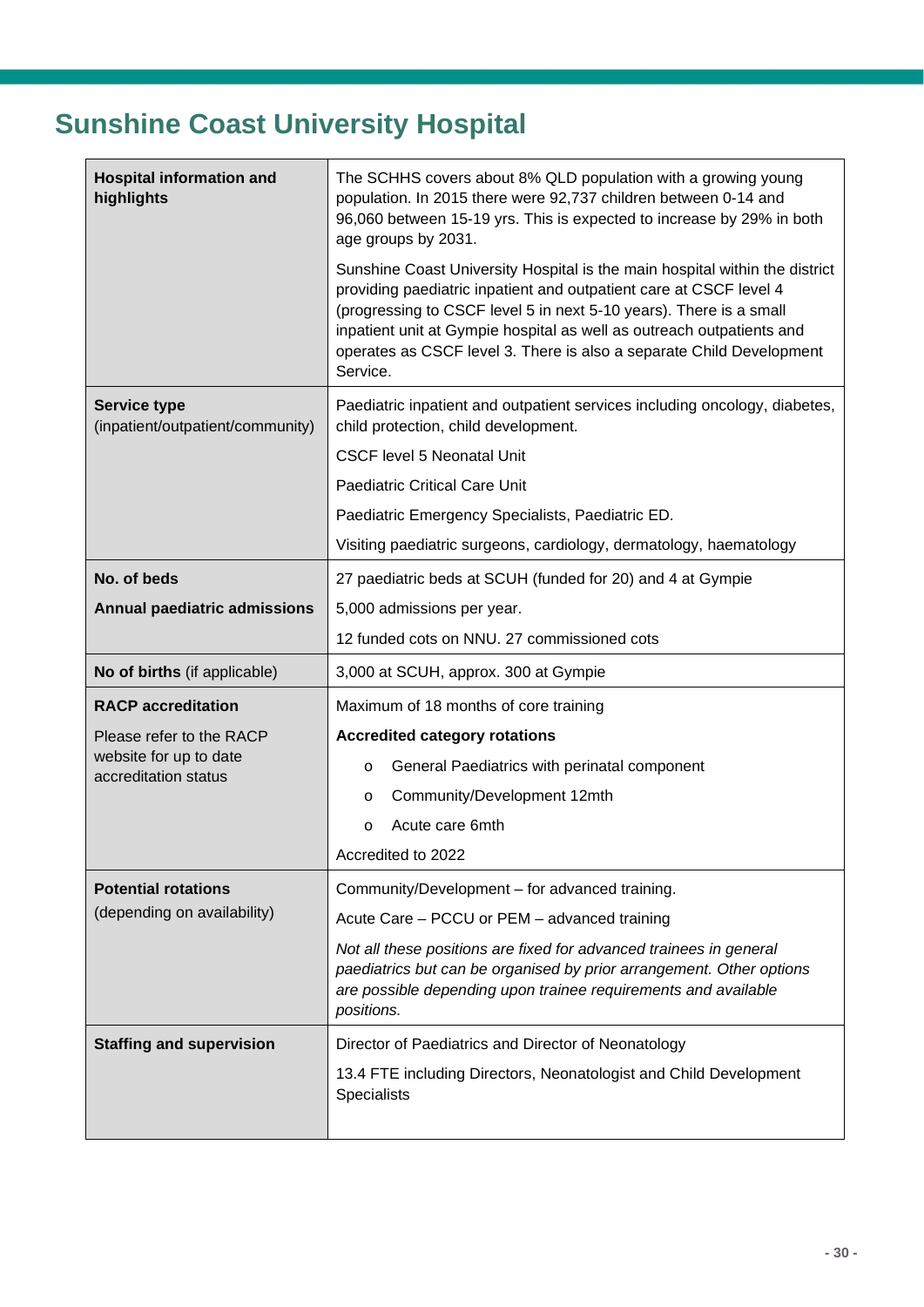# Sunshine Coast University Hospital

| | |
|---|---|
| **Hospital information and highlights** | The SCHHS covers about 8% QLD population with a growing young population. In 2015 there were 92,737 children between 0-14 and 96,060 between 15-19 yrs. This is expected to increase by 29% in both age groups by 2031.<br><br>Sunshine Coast University Hospital is the main hospital within the district providing paediatric inpatient and outpatient care at CSCF level 4 (progressing to CSCF level 5 in next 5-10 years). There is a small inpatient unit at Gympie hospital as well as outreach outpatients and operates as CSCF level 3. There is also a separate Child Development Service. |
| **Service type** (inpatient/outpatient/community) | Paediatric inpatient and outpatient services including oncology, diabetes, child protection, child development.<br><br>CSCF level 5 Neonatal Unit<br><br>Paediatric Critical Care Unit<br><br>Paediatric Emergency Specialists, Paediatric ED.<br><br>Visiting paediatric surgeons, cardiology, dermatology, haematology |
| **No. of beds**<br><br>**Annual paediatric admissions** | 27 paediatric beds at SCUH (funded for 20) and 4 at Gympie<br><br>5,000 admissions per year.<br><br>12 funded cots on NNU. 27 commissioned cots |
| **No of births** (if applicable) | 3,000 at SCUH, approx. 300 at Gympie |
| **RACP accreditation**<br><br>Please refer to the RACP website for up to date accreditation status | Maximum of 18 months of core training<br><br>**Accredited category rotations**<br><br>o General Paediatrics with perinatal component<br><br>o Community/Development 12mth<br><br>o Acute care 6mth<br><br>Accredited to 2022 |
| **Potential rotations** (depending on availability) | Community/Development – for advanced training.<br><br>Acute Care – PCCU or PEM – advanced training<br><br>*Not all these positions are fixed for advanced trainees in general paediatrics but can be organised by prior arrangement. Other options are possible depending upon trainee requirements and available positions.* |
| **Staffing and supervision** | Director of Paediatrics and Director of Neonatology<br><br>13.4 FTE including Directors, Neonatologist and Child Development Specialists |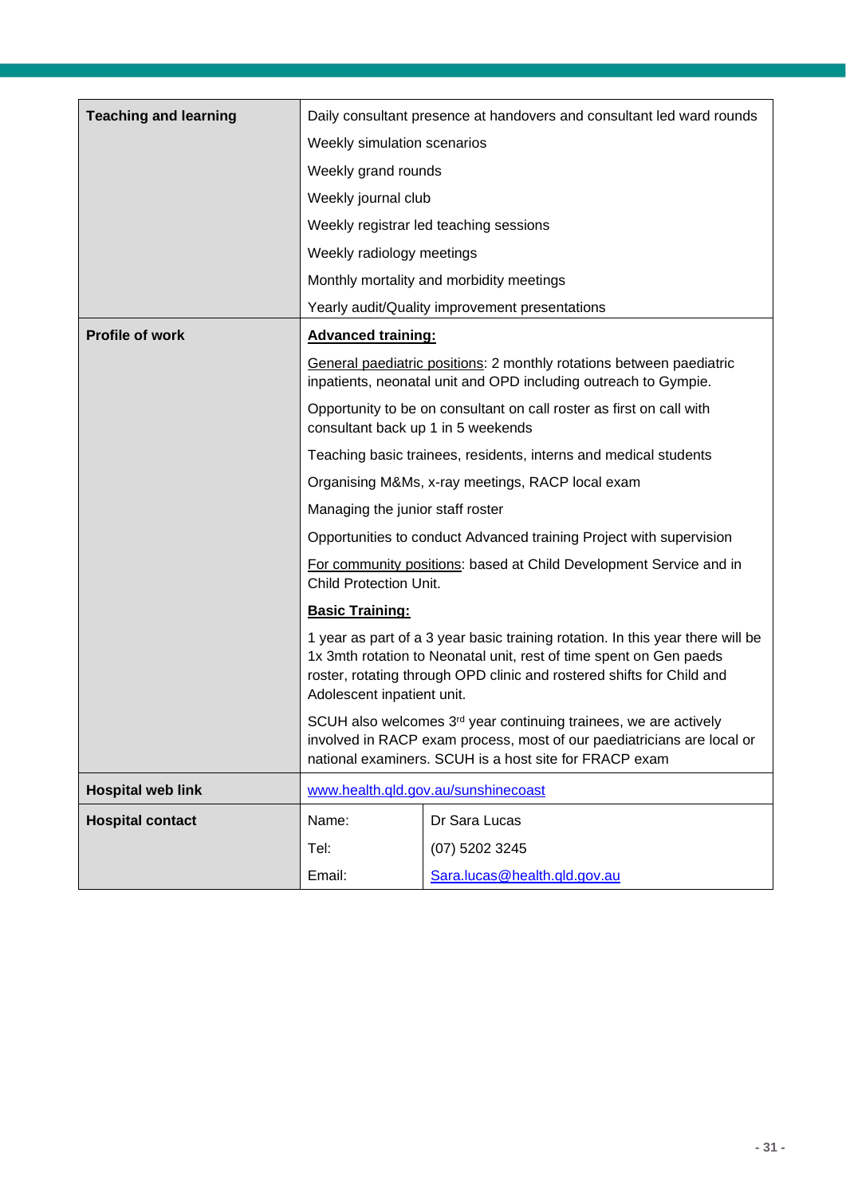| | | |
|---|---|---|
| **Teaching and learning** | Daily consultant presence at handovers and consultant led ward rounds<br>Weekly simulation scenarios<br>Weekly grand rounds<br>Weekly journal club<br>Weekly registrar led teaching sessions<br>Weekly radiology meetings<br>Monthly mortality and morbidity meetings<br>Yearly audit/Quality improvement presentations | |
| **Profile of work** | **Advanced training:**<br>General paediatric positions: 2 monthly rotations between paediatric inpatients, neonatal unit and OPD including outreach to Gympie.<br>Opportunity to be on consultant on call roster as first on call with consultant back up 1 in 5 weekends<br>Teaching basic trainees, residents, interns and medical students<br>Organising M&Ms, x-ray meetings, RACP local exam<br>Managing the junior staff roster<br>Opportunities to conduct Advanced training Project with supervision<br>For community positions: based at Child Development Service and in Child Protection Unit.<br>**Basic Training:**<br>1 year as part of a 3 year basic training rotation. In this year there will be 1x 3mth rotation to Neonatal unit, rest of time spent on Gen paeds roster, rotating through OPD clinic and rostered shifts for Child and Adolescent inpatient unit.<br>SCUH also welcomes 3rd year continuing trainees, we are actively involved in RACP exam process, most of our paediatricians are local or national examiners. SCUH is a host site for FRACP exam | |
| **Hospital web link** | www.health.qld.gov.au/sunshinecoast | |
| **Hospital contact** | Name: | Dr Sara Lucas |
| | Tel: | (07) 5202 3245 |
| | Email: | Sara.lucas@health.qld.gov.au |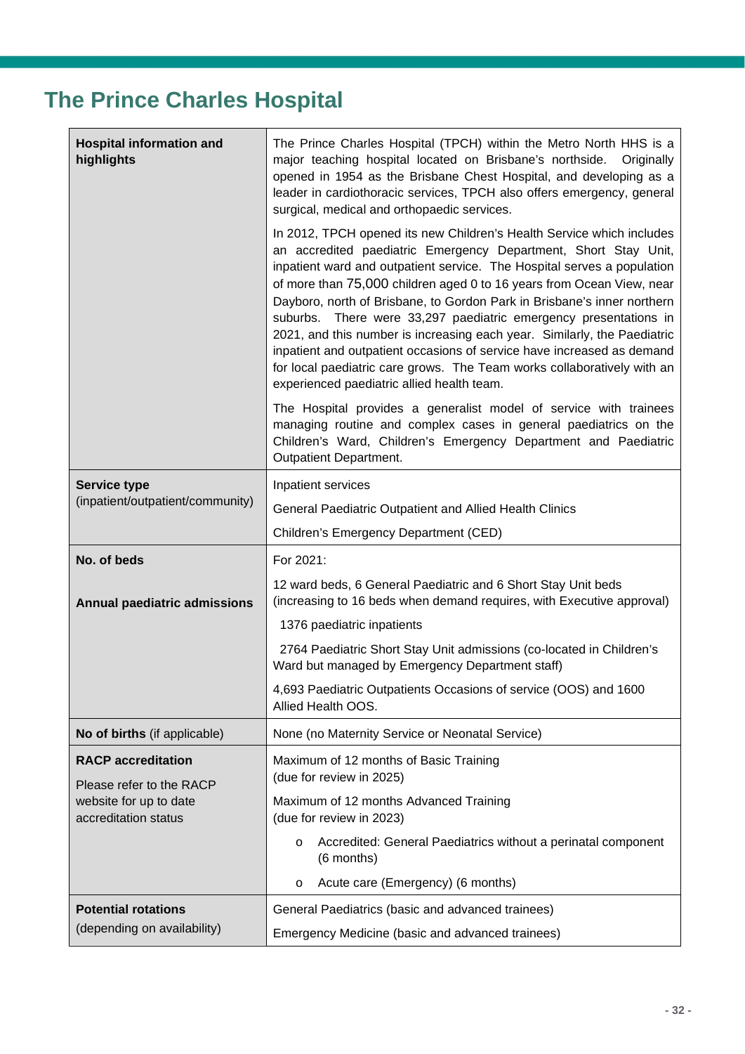# The Prince Charles Hospital

| | |
|---|---|
| **Hospital information and highlights** | The Prince Charles Hospital (TPCH) within the Metro North HHS is a major teaching hospital located on Brisbane's northside. Originally opened in 1954 as the Brisbane Chest Hospital, and developing as a leader in cardiothoracic services, TPCH also offers emergency, general surgical, medical and orthopaedic services.<br><br>In 2012, TPCH opened its new Children's Health Service which includes an accredited paediatric Emergency Department, Short Stay Unit, inpatient ward and outpatient service. The Hospital serves a population of more than 75,000 children aged 0 to 16 years from Ocean View, near Dayboro, north of Brisbane, to Gordon Park in Brisbane's inner northern suburbs. There were 33,297 paediatric emergency presentations in 2021, and this number is increasing each year. Similarly, the Paediatric inpatient and outpatient occasions of service have increased as demand for local paediatric care grows. The Team works collaboratively with an experienced paediatric allied health team.<br><br>The Hospital provides a generalist model of service with trainees managing routine and complex cases in general paediatrics on the Children's Ward, Children's Emergency Department and Paediatric Outpatient Department. |
| **Service type** (inpatient/outpatient/community) | Inpatient services<br><br>General Paediatric Outpatient and Allied Health Clinics<br><br>Children's Emergency Department (CED) |
| **No. of beds**<br><br>**Annual paediatric admissions** | For 2021:<br><br>12 ward beds, 6 General Paediatric and 6 Short Stay Unit beds (increasing to 16 beds when demand requires, with Executive approval)<br><br>1376 paediatric inpatients<br><br>2764 Paediatric Short Stay Unit admissions (co-located in Children's Ward but managed by Emergency Department staff)<br><br>4,693 Paediatric Outpatients Occasions of service (OOS) and 1600 Allied Health OOS. |
| **No of births** (if applicable) | None (no Maternity Service or Neonatal Service) |
| **RACP accreditation**<br><br>Please refer to the RACP website for up to date accreditation status | Maximum of 12 months of Basic Training (due for review in 2025)<br><br>Maximum of 12 months Advanced Training (due for review in 2023)<br><br>o Accredited: General Paediatrics without a perinatal component (6 months)<br><br>o Acute care (Emergency) (6 months) |
| **Potential rotations** (depending on availability) | General Paediatrics (basic and advanced trainees)<br><br>Emergency Medicine (basic and advanced trainees) |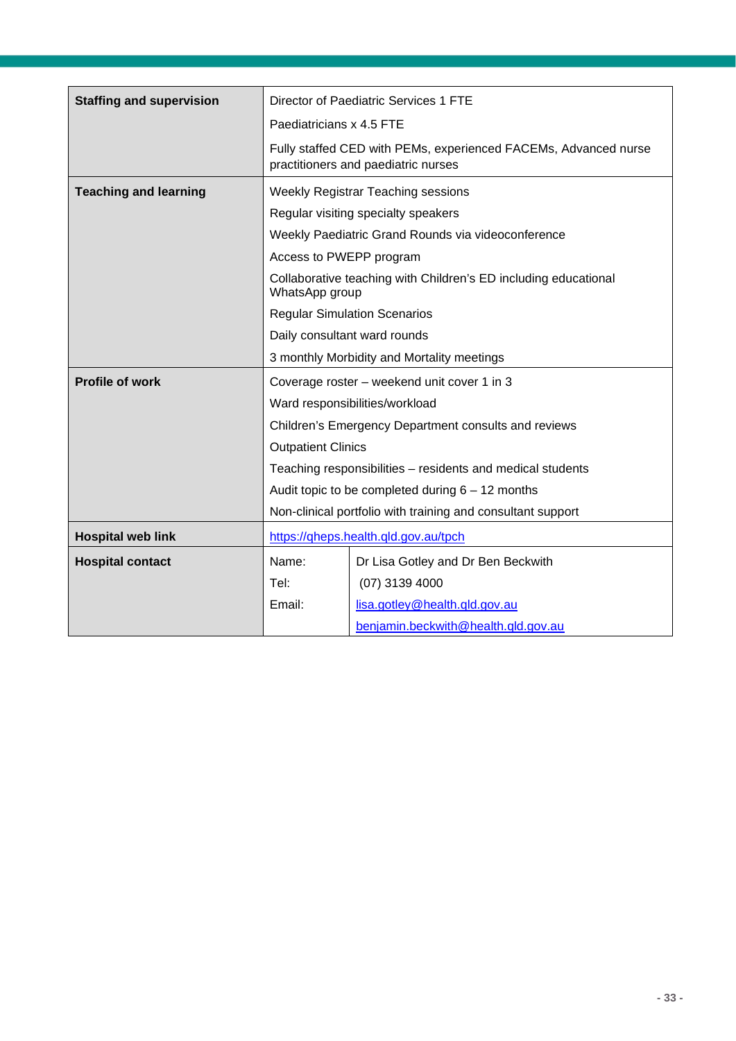| | |
|---|---|
| **Staffing and supervision** | Director of Paediatric Services 1 FTE<br>Paediatricians x 4.5 FTE<br>Fully staffed CED with PEMs, experienced FACEMs, Advanced nurse practitioners and paediatric nurses |
| **Teaching and learning** | Weekly Registrar Teaching sessions<br>Regular visiting specialty speakers<br>Weekly Paediatric Grand Rounds via videoconference<br>Access to PWEPP program<br>Collaborative teaching with Children's ED including educational WhatsApp group<br>Regular Simulation Scenarios<br>Daily consultant ward rounds<br>3 monthly Morbidity and Mortality meetings |
| **Profile of work** | Coverage roster – weekend unit cover 1 in 3<br>Ward responsibilities/workload<br>Children's Emergency Department consults and reviews<br>Outpatient Clinics<br>Teaching responsibilities – residents and medical students<br>Audit topic to be completed during 6 – 12 months<br>Non-clinical portfolio with training and consultant support |
| **Hospital web link** | https://qheps.health.qld.gov.au/tpch |
| **Hospital contact** | Name: Dr Lisa Gotley and Dr Ben Beckwith<br>Tel: (07) 3139 4000<br>Email: lisa.gotley@health.qld.gov.au<br>benjamin.beckwith@health.qld.gov.au |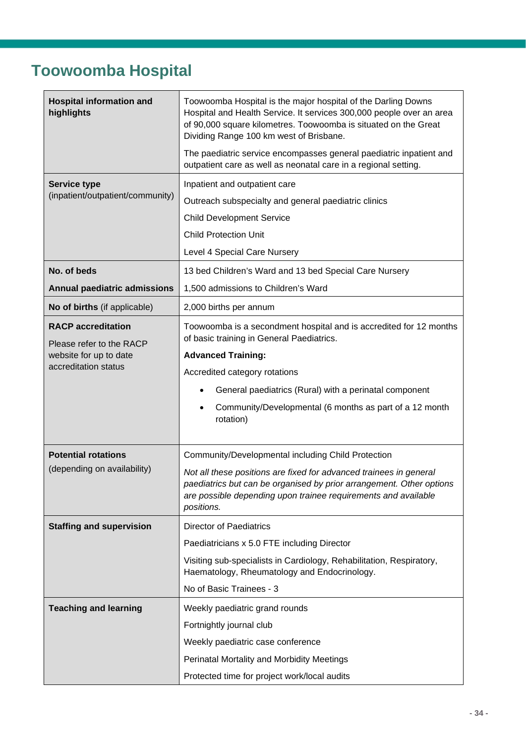# Toowoomba Hospital

| **Hospital information and highlights** | Toowoomba Hospital is the major hospital of the Darling Downs Hospital and Health Service. It services 300,000 people over an area of 90,000 square kilometres. Toowoomba is situated on the Great Dividing Range 100 km west of Brisbane.<br><br>The paediatric service encompasses general paediatric inpatient and outpatient care as well as neonatal care in a regional setting. |
|---|---|
| **Service type** (inpatient/outpatient/community) | Inpatient and outpatient care<br><br>Outreach subspecialty and general paediatric clinics<br><br>Child Development Service<br><br>Child Protection Unit<br><br>Level 4 Special Care Nursery |
| **No. of beds** | 13 bed Children's Ward and 13 bed Special Care Nursery |
| **Annual paediatric admissions** | 1,500 admissions to Children's Ward |
| **No of births** (if applicable) | 2,000 births per annum |
| **RACP accreditation**<br><br>Please refer to the RACP website for up to date accreditation status | Toowoomba is a secondment hospital and is accredited for 12 months of basic training in General Paediatrics.<br><br>**Advanced Training:**<br><br>Accredited category rotations<br><br>• General paediatrics (Rural) with a perinatal component<br><br>• Community/Developmental (6 months as part of a 12 month rotation) |
| **Potential rotations** (depending on availability) | Community/Developmental including Child Protection<br><br>*Not all these positions are fixed for advanced trainees in general paediatrics but can be organised by prior arrangement. Other options are possible depending upon trainee requirements and available positions.* |
| **Staffing and supervision** | Director of Paediatrics<br><br>Paediatricians x 5.0 FTE including Director<br><br>Visiting sub-specialists in Cardiology, Rehabilitation, Respiratory, Haematology, Rheumatology and Endocrinology.<br><br>No of Basic Trainees - 3 |
| **Teaching and learning** | Weekly paediatric grand rounds<br><br>Fortnightly journal club<br><br>Weekly paediatric case conference<br><br>Perinatal Mortality and Morbidity Meetings<br><br>Protected time for project work/local audits |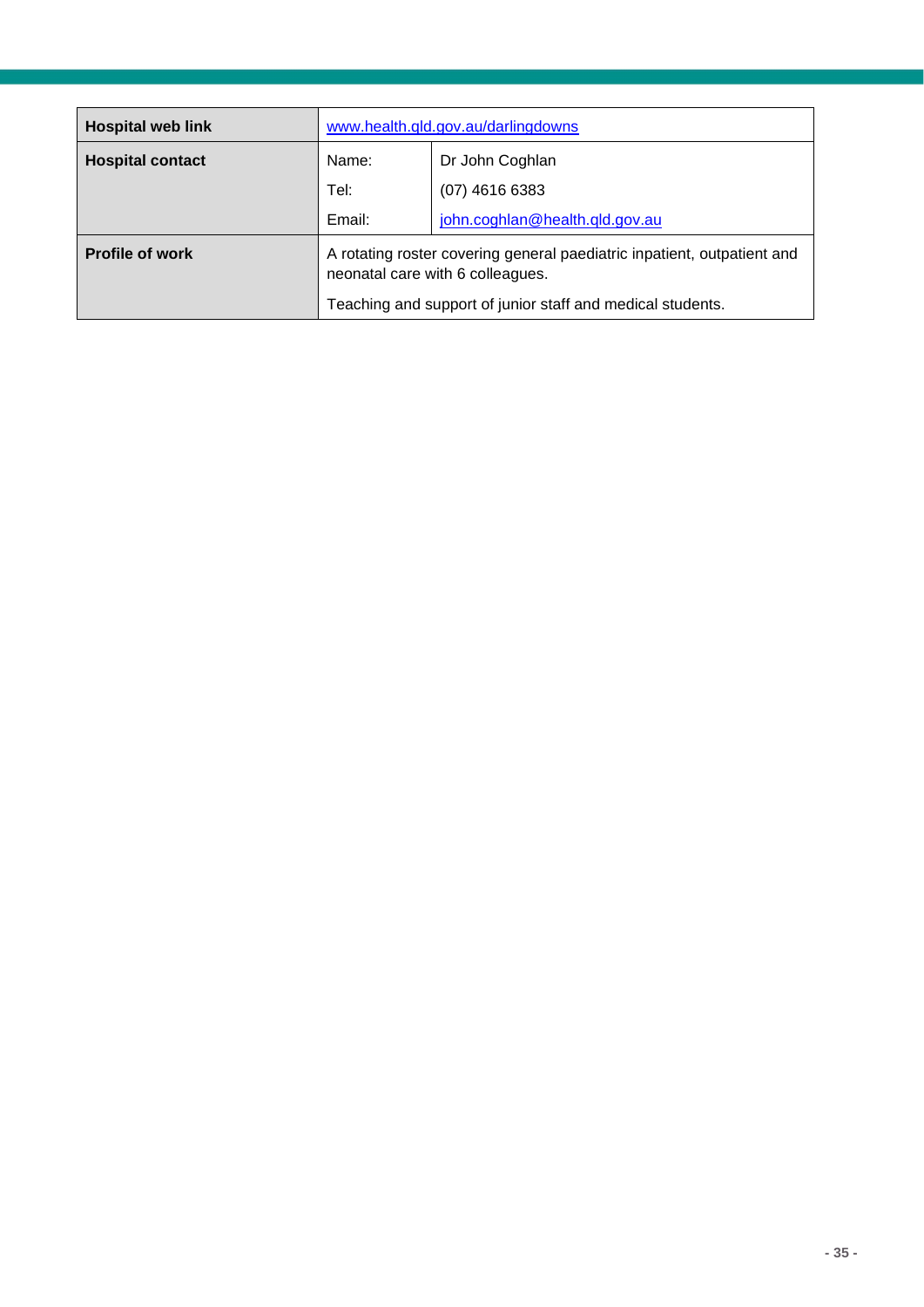| | | |
|---|---|---|
| **Hospital web link** | www.health.qld.gov.au/darlingdowns | |
| **Hospital contact** | Name: | Dr John Coghlan |
| | Tel: | (07) 4616 6383 |
| | Email: | john.coghlan@health.qld.gov.au |
| **Profile of work** | A rotating roster covering general paediatric inpatient, outpatient and neonatal care with 6 colleagues.<br><br>Teaching and support of junior staff and medical students. | |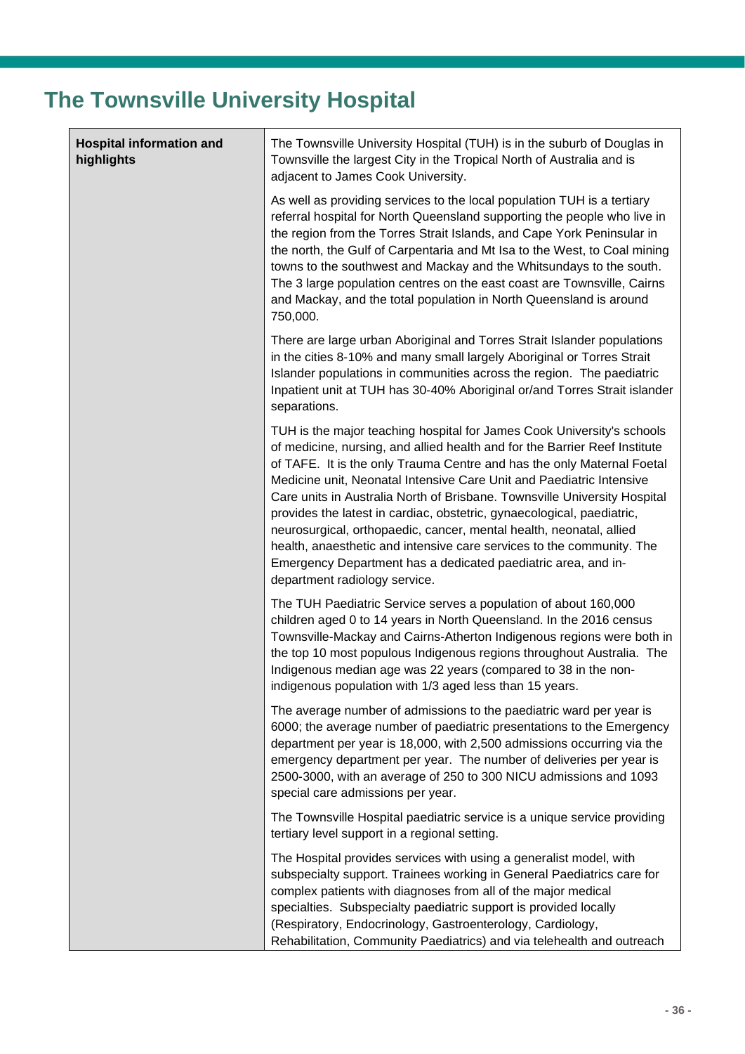# The Townsville University Hospital

| Hospital information and highlights | The Townsville University Hospital (TUH) is in the suburb of Douglas in Townsville the largest City in the Tropical North of Australia and is adjacent to James Cook University.<br><br>As well as providing services to the local population TUH is a tertiary referral hospital for North Queensland supporting the people who live in the region from the Torres Strait Islands, and Cape York Peninsular in the north, the Gulf of Carpentaria and Mt Isa to the West, to Coal mining towns to the southwest and Mackay and the Whitsundays to the south. The 3 large population centres on the east coast are Townsville, Cairns and Mackay, and the total population in North Queensland is around 750,000.<br><br>There are large urban Aboriginal and Torres Strait Islander populations in the cities 8-10% and many small largely Aboriginal or Torres Strait Islander populations in communities across the region. The paediatric Inpatient unit at TUH has 30-40% Aboriginal or/and Torres Strait islander separations.<br><br>TUH is the major teaching hospital for James Cook University's schools of medicine, nursing, and allied health and for the Barrier Reef Institute of TAFE. It is the only Trauma Centre and has the only Maternal Foetal Medicine unit, Neonatal Intensive Care Unit and Paediatric Intensive Care units in Australia North of Brisbane. Townsville University Hospital provides the latest in cardiac, obstetric, gynaecological, paediatric, neurosurgical, orthopaedic, cancer, mental health, neonatal, allied health, anaesthetic and intensive care services to the community. The Emergency Department has a dedicated paediatric area, and in-department radiology service.<br><br>The TUH Paediatric Service serves a population of about 160,000 children aged 0 to 14 years in North Queensland. In the 2016 census Townsville-Mackay and Cairns-Atherton Indigenous regions were both in the top 10 most populous Indigenous regions throughout Australia. The Indigenous median age was 22 years (compared to 38 in the non-indigenous population with 1/3 aged less than 15 years.<br><br>The average number of admissions to the paediatric ward per year is 6000; the average number of paediatric presentations to the Emergency department per year is 18,000, with 2,500 admissions occurring via the emergency department per year. The number of deliveries per year is 2500-3000, with an average of 250 to 300 NICU admissions and 1093 special care admissions per year.<br><br>The Townsville Hospital paediatric service is a unique service providing tertiary level support in a regional setting.<br><br>The Hospital provides services with using a generalist model, with subspecialty support. Trainees working in General Paediatrics care for complex patients with diagnoses from all of the major medical specialties. Subspecialty paediatric support is provided locally (Respiratory, Endocrinology, Gastroenterology, Cardiology, Rehabilitation, Community Paediatrics) and via telehealth and outreach |
|---|---|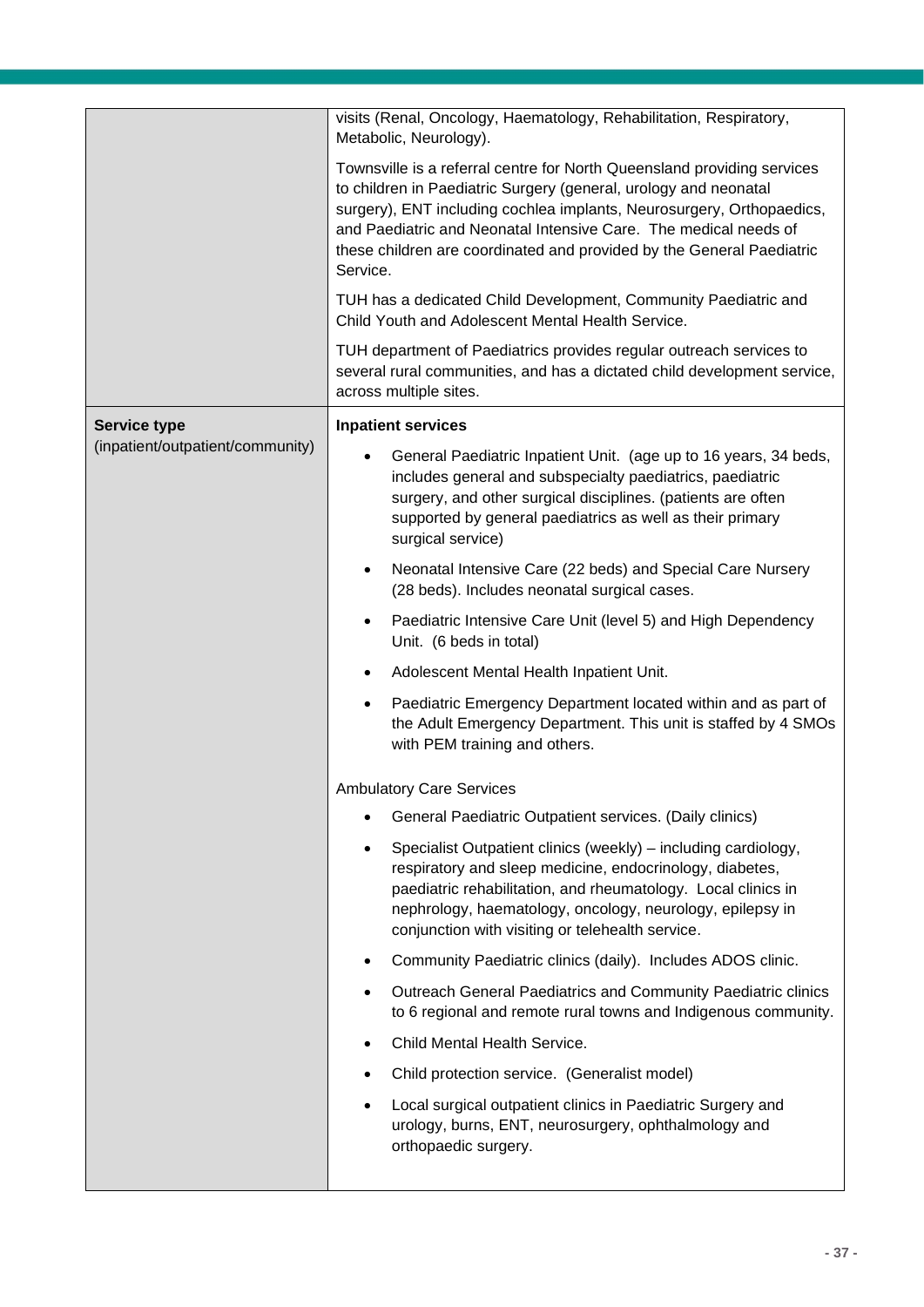| | |
|---|---|
| | visits (Renal, Oncology, Haematology, Rehabilitation, Respiratory, Metabolic, Neurology).<br><br>Townsville is a referral centre for North Queensland providing services to children in Paediatric Surgery (general, urology and neonatal surgery), ENT including cochlea implants, Neurosurgery, Orthopaedics, and Paediatric and Neonatal Intensive Care. The medical needs of these children are coordinated and provided by the General Paediatric Service.<br><br>TUH has a dedicated Child Development, Community Paediatric and Child Youth and Adolescent Mental Health Service.<br><br>TUH department of Paediatrics provides regular outreach services to several rural communities, and has a dictated child development service, across multiple sites. |
| **Service type** (inpatient/outpatient/community) | **Inpatient services**<br><br>• General Paediatric Inpatient Unit. (age up to 16 years, 34 beds, includes general and subspecialty paediatrics, paediatric surgery, and other surgical disciplines. (patients are often supported by general paediatrics as well as their primary surgical service)<br>• Neonatal Intensive Care (22 beds) and Special Care Nursery (28 beds). Includes neonatal surgical cases.<br>• Paediatric Intensive Care Unit (level 5) and High Dependency Unit. (6 beds in total)<br>• Adolescent Mental Health Inpatient Unit.<br>• Paediatric Emergency Department located within and as part of the Adult Emergency Department. This unit is staffed by 4 SMOs with PEM training and others.<br><br>Ambulatory Care Services<br><br>• General Paediatric Outpatient services. (Daily clinics)<br>• Specialist Outpatient clinics (weekly) – including cardiology, respiratory and sleep medicine, endocrinology, diabetes, paediatric rehabilitation, and rheumatology. Local clinics in nephrology, haematology, oncology, neurology, epilepsy in conjunction with visiting or telehealth service.<br>• Community Paediatric clinics (daily). Includes ADOS clinic.<br>• Outreach General Paediatrics and Community Paediatric clinics to 6 regional and remote rural towns and Indigenous community.<br>• Child Mental Health Service.<br>• Child protection service. (Generalist model)<br>• Local surgical outpatient clinics in Paediatric Surgery and urology, burns, ENT, neurosurgery, ophthalmology and orthopaedic surgery. |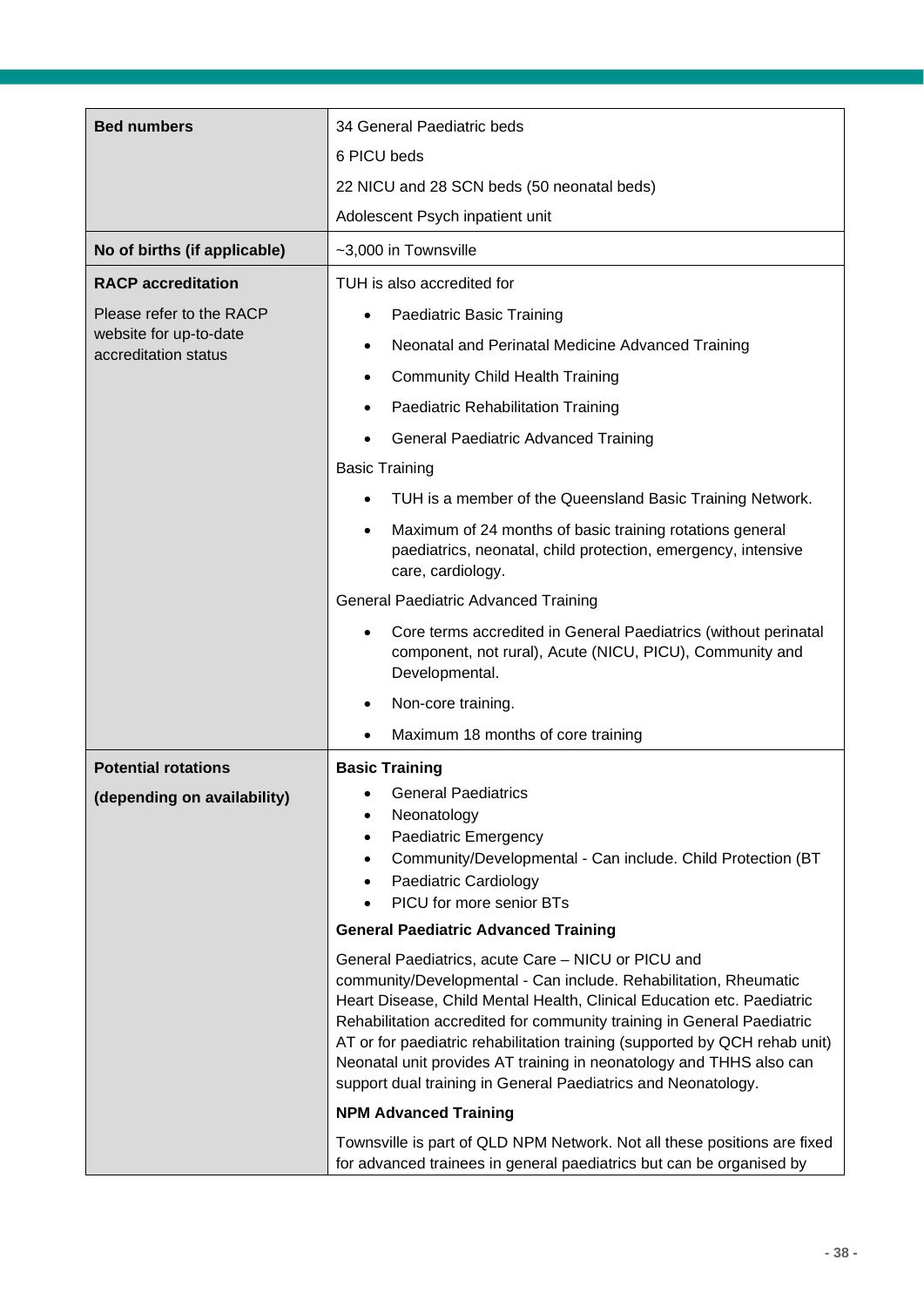| | |
|---|---|
| **Bed numbers** | 34 General Paediatric beds<br>6 PICU beds<br>22 NICU and 28 SCN beds (50 neonatal beds)<br>Adolescent Psych inpatient unit |
| **No of births (if applicable)** | ~3,000 in Townsville |
| **RACP accreditation**<br>Please refer to the RACP website for up-to-date accreditation status | TUH is also accredited for<br>• Paediatric Basic Training<br>• Neonatal and Perinatal Medicine Advanced Training<br>• Community Child Health Training<br>• Paediatric Rehabilitation Training<br>• General Paediatric Advanced Training<br>Basic Training<br>• TUH is a member of the Queensland Basic Training Network.<br>• Maximum of 24 months of basic training rotations general paediatrics, neonatal, child protection, emergency, intensive care, cardiology.<br>General Paediatric Advanced Training<br>• Core terms accredited in General Paediatrics (without perinatal component, not rural), Acute (NICU, PICU), Community and Developmental.<br>• Non-core training.<br>• Maximum 18 months of core training |
| **Potential rotations**<br>**(depending on availability)** | **Basic Training**<br>• General Paediatrics<br>• Neonatology<br>• Paediatric Emergency<br>• Community/Developmental - Can include. Child Protection (BT<br>• Paediatric Cardiology<br>• PICU for more senior BTs<br>**General Paediatric Advanced Training**<br>General Paediatrics, acute Care – NICU or PICU and community/Developmental - Can include. Rehabilitation, Rheumatic Heart Disease, Child Mental Health, Clinical Education etc. Paediatric Rehabilitation accredited for community training in General Paediatric AT or for paediatric rehabilitation training (supported by QCH rehab unit) Neonatal unit provides AT training in neonatology and THHS also can support dual training in General Paediatrics and Neonatology.<br>**NPM Advanced Training**<br>Townsville is part of QLD NPM Network. Not all these positions are fixed for advanced trainees in general paediatrics but can be organised by |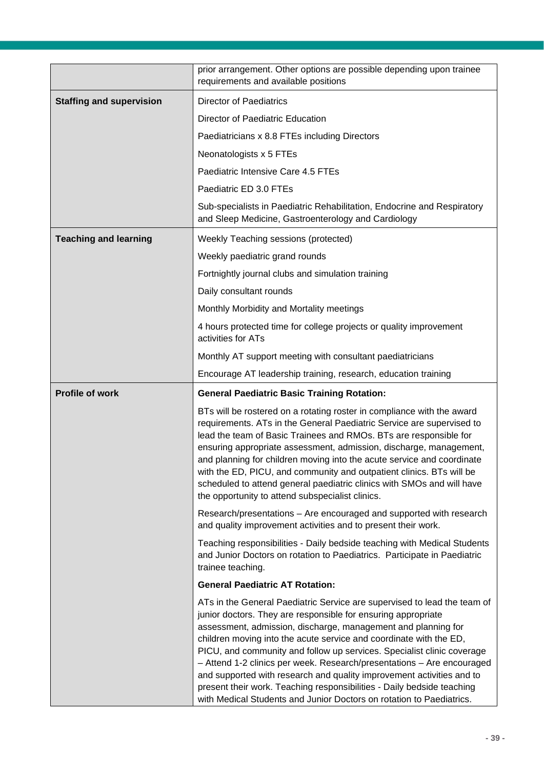| | |
|---|---|
| | prior arrangement. Other options are possible depending upon trainee requirements and available positions |
| **Staffing and supervision** | Director of Paediatrics<br>Director of Paediatric Education<br>Paediatricians x 8.8 FTEs including Directors<br>Neonatologists x 5 FTEs<br>Paediatric Intensive Care 4.5 FTEs<br>Paediatric ED 3.0 FTEs<br>Sub-specialists in Paediatric Rehabilitation, Endocrine and Respiratory and Sleep Medicine, Gastroenterology and Cardiology |
| **Teaching and learning** | Weekly Teaching sessions (protected)<br>Weekly paediatric grand rounds<br>Fortnightly journal clubs and simulation training<br>Daily consultant rounds<br>Monthly Morbidity and Mortality meetings<br>4 hours protected time for college projects or quality improvement activities for ATs<br>Monthly AT support meeting with consultant paediatricians<br>Encourage AT leadership training, research, education training |
| **Profile of work** | **General Paediatric Basic Training Rotation:**<br>BTs will be rostered on a rotating roster in compliance with the award requirements. ATs in the General Paediatric Service are supervised to lead the team of Basic Trainees and RMOs. BTs are responsible for ensuring appropriate assessment, admission, discharge, management, and planning for children moving into the acute service and coordinate with the ED, PICU, and community and outpatient clinics. BTs will be scheduled to attend general paediatric clinics with SMOs and will have the opportunity to attend subspecialist clinics.<br>Research/presentations – Are encouraged and supported with research and quality improvement activities and to present their work.<br>Teaching responsibilities - Daily bedside teaching with Medical Students and Junior Doctors on rotation to Paediatrics. Participate in Paediatric trainee teaching.<br>**General Paediatric AT Rotation:**<br>ATs in the General Paediatric Service are supervised to lead the team of junior doctors. They are responsible for ensuring appropriate assessment, admission, discharge, management and planning for children moving into the acute service and coordinate with the ED, PICU, and community and follow up services. Specialist clinic coverage – Attend 1-2 clinics per week. Research/presentations – Are encouraged and supported with research and quality improvement activities and to present their work. Teaching responsibilities - Daily bedside teaching with Medical Students and Junior Doctors on rotation to Paediatrics. |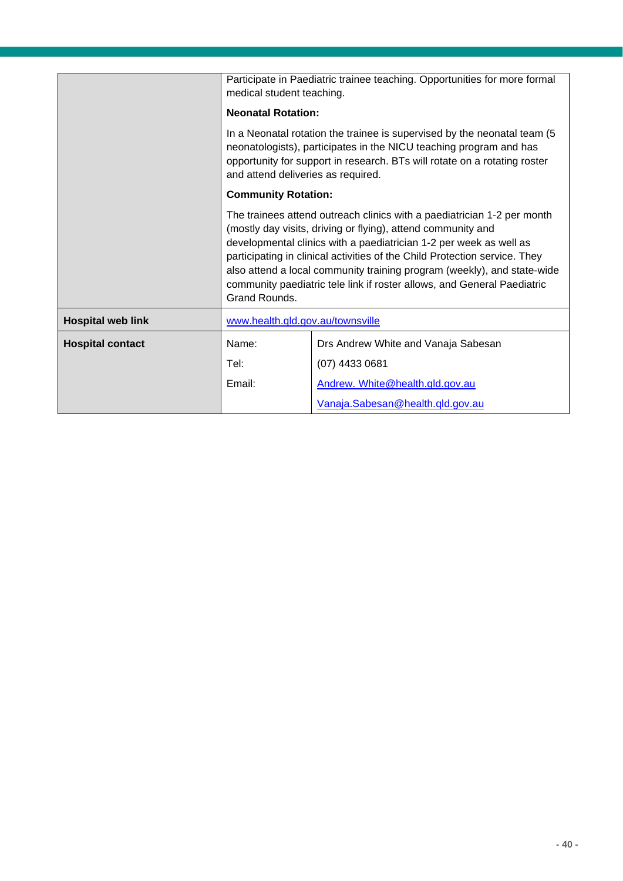| | | |
|---|---|---|
| | Participate in Paediatric trainee teaching. Opportunities for more formal medical student teaching.<br><br>**Neonatal Rotation:**<br><br>In a Neonatal rotation the trainee is supervised by the neonatal team (5 neonatologists), participates in the NICU teaching program and has opportunity for support in research. BTs will rotate on a rotating roster and attend deliveries as required.<br><br>**Community Rotation:**<br><br>The trainees attend outreach clinics with a paediatrician 1-2 per month (mostly day visits, driving or flying), attend community and developmental clinics with a paediatrician 1-2 per week as well as participating in clinical activities of the Child Protection service. They also attend a local community training program (weekly), and state-wide community paediatric tele link if roster allows, and General Paediatric Grand Rounds. | |
| **Hospital web link** | www.health.qld.gov.au/townsville | |
| **Hospital contact** | Name: | Drs Andrew White and Vanaja Sabesan |
| | Tel: | (07) 4433 0681 |
| | Email: | Andrew. White@health.qld.gov.au<br>Vanaja.Sabesan@health.qld.gov.au |